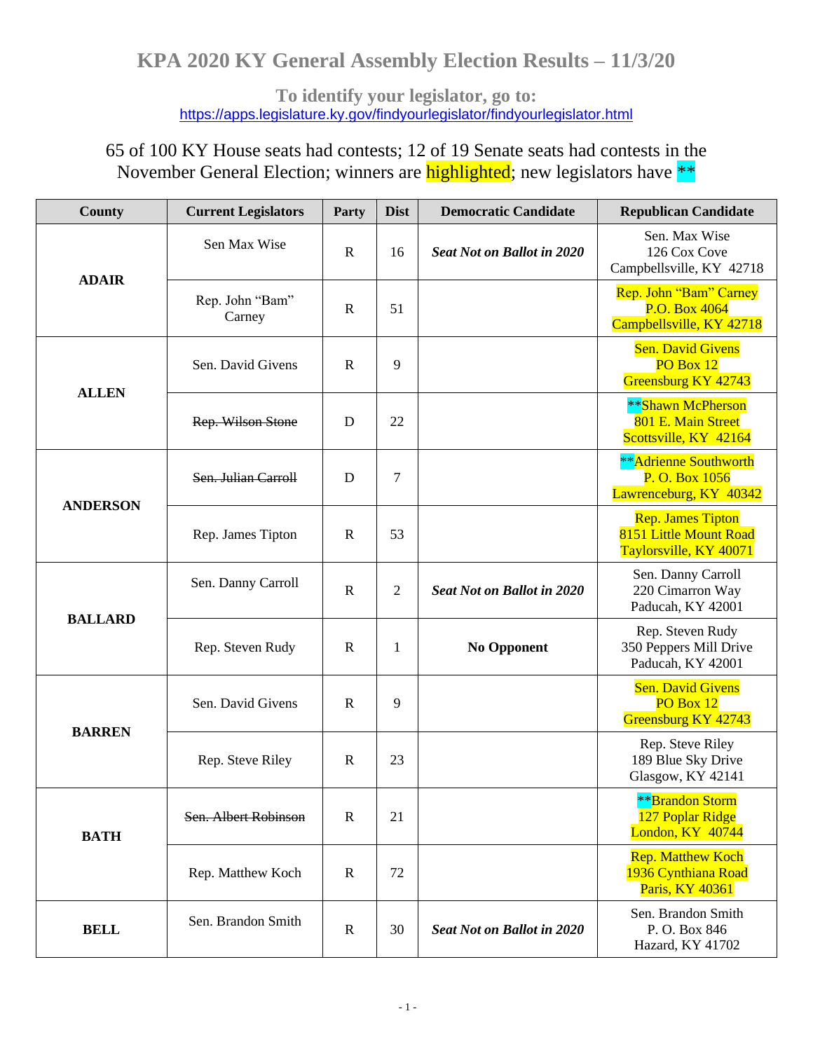# KPA 2020 KY General Assembly Election Results – 11/3/20

**To identify your legislator, go to:**
https://apps.legislature.ky.gov/findyourlegislator/findyourlegislator.html

65 of 100 KY House seats had contests; 12 of 19 Senate seats had contests in the November General Election; winners are highlighted; new legislators have **

| County | Current Legislators | Party | Dist | Democratic Candidate | Republican Candidate |
|---|---|---|---|---|---|
| **ADAIR** | Sen Max Wise | R | 16 | ***Seat Not on Ballot in 2020*** | Sen. Max Wise<br>126 Cox Cove<br>Campbellsville, KY 42718 |
| | Rep. John “Bam” Carney | R | 51 | | Rep. John “Bam” Carney<br>P.O. Box 4064<br>Campbellsville, KY 42718 |
| **ALLEN** | Sen. David Givens | R | 9 | | Sen. David Givens<br>PO Box 12<br>Greensburg KY 42743 |
| | ~~Rep. Wilson Stone~~ | D | 22 | | **Shawn McPherson<br>801 E. Main Street<br>Scottsville, KY 42164 |
| **ANDERSON** | ~~Sen. Julian Carroll~~ | D | 7 | | **Adrienne Southworth<br>P. O. Box 1056<br>Lawrenceburg, KY 40342 |
| | Rep. James Tipton | R | 53 | | Rep. James Tipton<br>8151 Little Mount Road<br>Taylorsville, KY 40071 |
| **BALLARD** | Sen. Danny Carroll | R | 2 | ***Seat Not on Ballot in 2020*** | Sen. Danny Carroll<br>220 Cimarron Way<br>Paducah, KY 42001 |
| | Rep. Steven Rudy | R | 1 | **No Opponent** | Rep. Steven Rudy<br>350 Peppers Mill Drive<br>Paducah, KY 42001 |
| **BARREN** | Sen. David Givens | R | 9 | | Sen. David Givens<br>PO Box 12<br>Greensburg KY 42743 |
| | Rep. Steve Riley | R | 23 | | Rep. Steve Riley<br>189 Blue Sky Drive<br>Glasgow, KY 42141 |
| **BATH** | ~~Sen. Albert Robinson~~ | R | 21 | | **Brandon Storm<br>127 Poplar Ridge<br>London, KY 40744 |
| | Rep. Matthew Koch | R | 72 | | Rep. Matthew Koch<br>1936 Cynthiana Road<br>Paris, KY 40361 |
| **BELL** | Sen. Brandon Smith | R | 30 | ***Seat Not on Ballot in 2020*** | Sen. Brandon Smith<br>P. O. Box 846<br>Hazard, KY 41702 |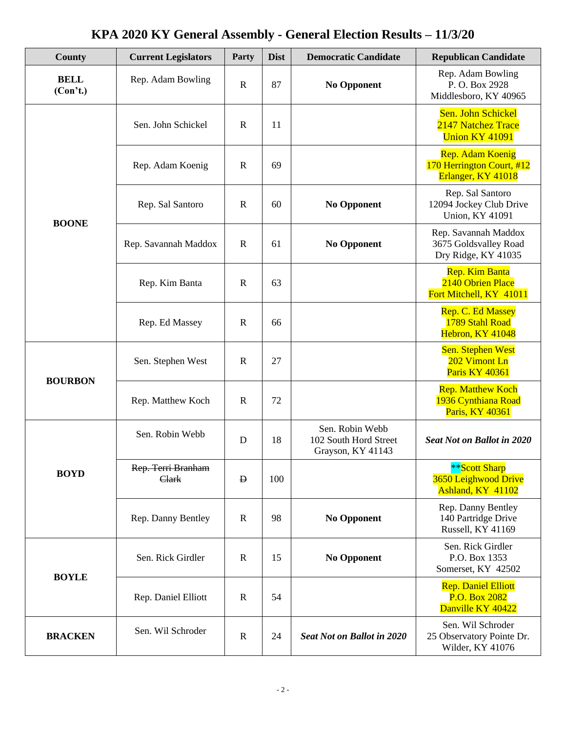# KPA 2020 KY General Assembly - General Election Results – 11/3/20

| County | Current Legislators | Party | Dist | Democratic Candidate | Republican Candidate |
|---|---|---|---|---|---|
| **BELL (Con't.)** | Rep. Adam Bowling | R | 87 | **No Opponent** | Rep. Adam Bowling P. O. Box 2928 Middlesboro, KY 40965 |
| **BOONE** | Sen. John Schickel | R | 11 | | Sen. John Schickel 2147 Natchez Trace Union KY 41091 |
| | Rep. Adam Koenig | R | 69 | | Rep. Adam Koenig 170 Herrington Court, #12 Erlanger, KY 41018 |
| | Rep. Sal Santoro | R | 60 | **No Opponent** | Rep. Sal Santoro 12094 Jockey Club Drive Union, KY 41091 |
| | Rep. Savannah Maddox | R | 61 | **No Opponent** | Rep. Savannah Maddox 3675 Goldsvalley Road Dry Ridge, KY 41035 |
| | Rep. Kim Banta | R | 63 | | Rep. Kim Banta 2140 Obrien Place Fort Mitchell, KY 41011 |
| | Rep. Ed Massey | R | 66 | | Rep. C. Ed Massey 1789 Stahl Road Hebron, KY 41048 |
| **BOURBON** | Sen. Stephen West | R | 27 | | Sen. Stephen West 202 Vimont Ln Paris KY 40361 |
| | Rep. Matthew Koch | R | 72 | | Rep. Matthew Koch 1936 Cynthiana Road Paris, KY 40361 |
| **BOYD** | Sen. Robin Webb | D | 18 | Sen. Robin Webb 102 South Hord Street Grayson, KY 41143 | ***Seat Not on Ballot in 2020*** |
| | ~~Rep. Terri Branham Clark~~ | ~~D~~ | 100 | | **Scott Sharp 3650 Leighwood Drive Ashland, KY 41102 |
| | Rep. Danny Bentley | R | 98 | **No Opponent** | Rep. Danny Bentley 140 Partridge Drive Russell, KY 41169 |
| **BOYLE** | Sen. Rick Girdler | R | 15 | **No Opponent** | Sen. Rick Girdler P.O. Box 1353 Somerset, KY 42502 |
| | Rep. Daniel Elliott | R | 54 | | Rep. Daniel Elliott P.O. Box 2082 Danville KY 40422 |
| **BRACKEN** | Sen. Wil Schroder | R | 24 | ***Seat Not on Ballot in 2020*** | Sen. Wil Schroder 25 Observatory Pointe Dr. Wilder, KY 41076 |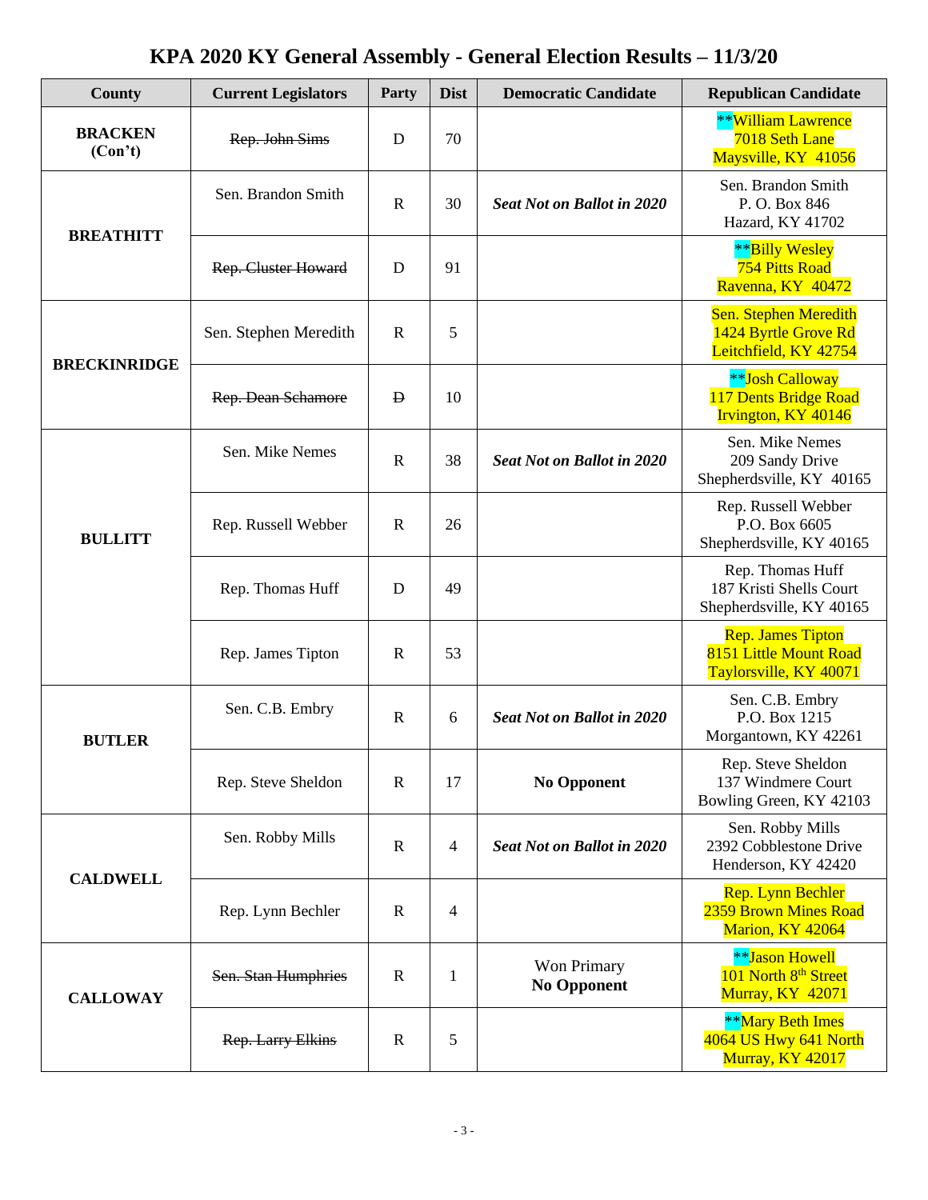# KPA 2020 KY General Assembly - General Election Results – 11/3/20

| County | Current Legislators | Party | Dist | Democratic Candidate | Republican Candidate |
|---|---|---|---|---|---|
| **BRACKEN (Con't)** | ~~Rep. John Sims~~ | D | 70 | | **William Lawrence<br>7018 Seth Lane<br>Maysville, KY 41056 |
| **BREATHITT** | Sen. Brandon Smith | R | 30 | ***Seat Not on Ballot in 2020*** | Sen. Brandon Smith<br>P. O. Box 846<br>Hazard, KY 41702 |
| | ~~Rep. Cluster Howard~~ | D | 91 | | **Billy Wesley<br>754 Pitts Road<br>Ravenna, KY 40472 |
| **BRECKINRIDGE** | Sen. Stephen Meredith | R | 5 | | Sen. Stephen Meredith<br>1424 Byrtle Grove Rd<br>Leitchfield, KY 42754 |
| | ~~Rep. Dean Schamore~~ | ~~D~~ | 10 | | **Josh Calloway<br>117 Dents Bridge Road<br>Irvington, KY 40146 |
| **BULLITT** | Sen. Mike Nemes | R | 38 | ***Seat Not on Ballot in 2020*** | Sen. Mike Nemes<br>209 Sandy Drive<br>Shepherdsville, KY 40165 |
| | Rep. Russell Webber | R | 26 | | Rep. Russell Webber<br>P.O. Box 6605<br>Shepherdsville, KY 40165 |
| | Rep. Thomas Huff | D | 49 | | Rep. Thomas Huff<br>187 Kristi Shells Court<br>Shepherdsville, KY 40165 |
| | Rep. James Tipton | R | 53 | | Rep. James Tipton<br>8151 Little Mount Road<br>Taylorsville, KY 40071 |
| **BUTLER** | Sen. C.B. Embry | R | 6 | ***Seat Not on Ballot in 2020*** | Sen. C.B. Embry<br>P.O. Box 1215<br>Morgantown, KY 42261 |
| | Rep. Steve Sheldon | R | 17 | **No Opponent** | Rep. Steve Sheldon<br>137 Windmere Court<br>Bowling Green, KY 42103 |
| **CALDWELL** | Sen. Robby Mills | R | 4 | ***Seat Not on Ballot in 2020*** | Sen. Robby Mills<br>2392 Cobblestone Drive<br>Henderson, KY 42420 |
| | Rep. Lynn Bechler | R | 4 | | Rep. Lynn Bechler<br>2359 Brown Mines Road<br>Marion, KY 42064 |
| **CALLOWAY** | ~~Sen. Stan Humphries~~ | R | 1 | Won Primary<br>**No Opponent** | **Jason Howell<br>101 North 8th Street<br>Murray, KY 42071 |
| | ~~Rep. Larry Elkins~~ | R | 5 | | **Mary Beth Imes<br>4064 US Hwy 641 North<br>Murray, KY 42017 |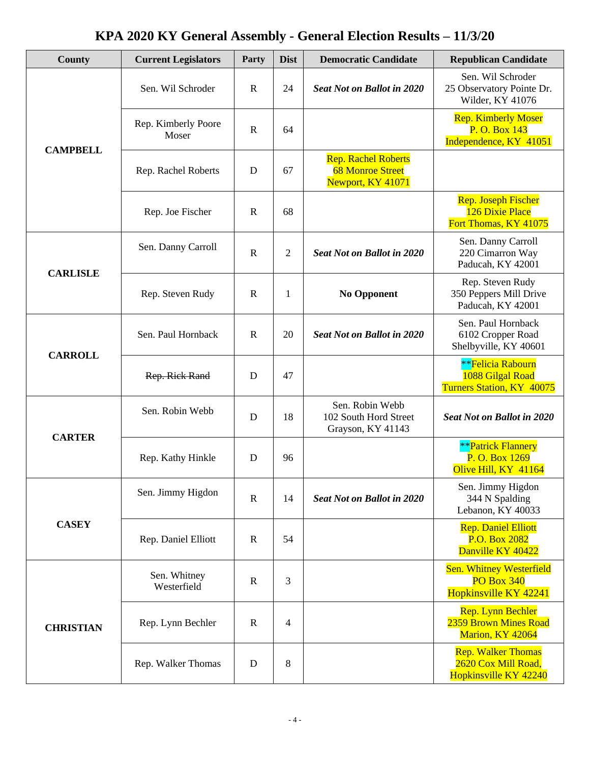# KPA 2020 KY General Assembly - General Election Results – 11/3/20

| County | Current Legislators | Party | Dist | Democratic Candidate | Republican Candidate |
|---|---|---|---|---|---|
| **CAMPBELL** | Sen. Wil Schroder | R | 24 | ***Seat Not on Ballot in 2020*** | Sen. Wil Schroder<br>25 Observatory Pointe Dr.<br>Wilder, KY 41076 |
| | Rep. Kimberly Poore Moser | R | 64 | | Rep. Kimberly Moser<br>P. O. Box 143<br>Independence, KY 41051 |
| | Rep. Rachel Roberts | D | 67 | Rep. Rachel Roberts<br>68 Monroe Street<br>Newport, KY 41071 | |
| | Rep. Joe Fischer | R | 68 | | Rep. Joseph Fischer<br>126 Dixie Place<br>Fort Thomas, KY 41075 |
| **CARLISLE** | Sen. Danny Carroll | R | 2 | ***Seat Not on Ballot in 2020*** | Sen. Danny Carroll<br>220 Cimarron Way<br>Paducah, KY 42001 |
| | Rep. Steven Rudy | R | 1 | **No Opponent** | Rep. Steven Rudy<br>350 Peppers Mill Drive<br>Paducah, KY 42001 |
| **CARROLL** | Sen. Paul Hornback | R | 20 | ***Seat Not on Ballot in 2020*** | Sen. Paul Hornback<br>6102 Cropper Road<br>Shelbyville, KY 40601 |
| | ~~Rep. Rick Rand~~ | D | 47 | | **Felicia Rabourn<br>1088 Gilgal Road<br>Turners Station, KY 40075 |
| **CARTER** | Sen. Robin Webb | D | 18 | Sen. Robin Webb<br>102 South Hord Street<br>Grayson, KY 41143 | ***Seat Not on Ballot in 2020*** |
| | Rep. Kathy Hinkle | D | 96 | | **Patrick Flannery<br>P. O. Box 1269<br>Olive Hill, KY 41164 |
| **CASEY** | Sen. Jimmy Higdon | R | 14 | ***Seat Not on Ballot in 2020*** | Sen. Jimmy Higdon<br>344 N Spalding<br>Lebanon, KY 40033 |
| | Rep. Daniel Elliott | R | 54 | | Rep. Daniel Elliott<br>P.O. Box 2082<br>Danville KY 40422 |
| **CHRISTIAN** | Sen. Whitney Westerfield | R | 3 | | Sen. Whitney Westerfield<br>PO Box 340<br>Hopkinsville KY 42241 |
| | Rep. Lynn Bechler | R | 4 | | Rep. Lynn Bechler<br>2359 Brown Mines Road<br>Marion, KY 42064 |
| | Rep. Walker Thomas | D | 8 | | Rep. Walker Thomas<br>2620 Cox Mill Road,<br>Hopkinsville KY 42240 |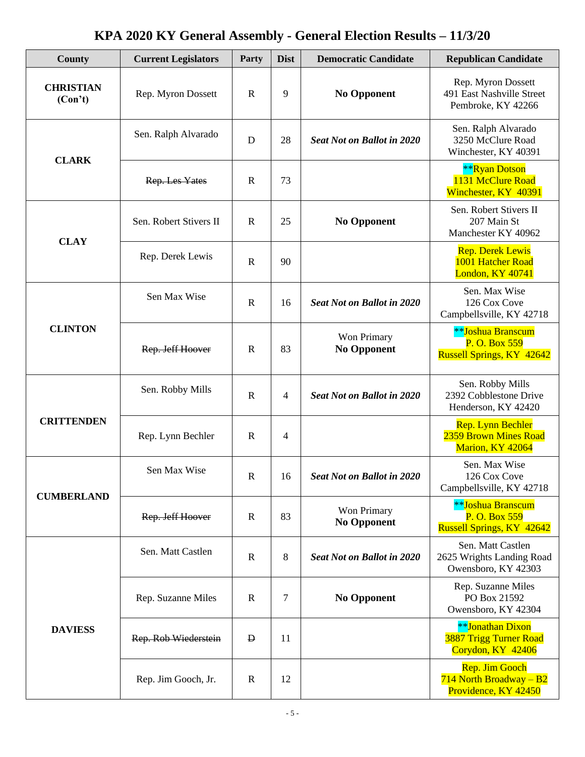# KPA 2020 KY General Assembly - General Election Results – 11/3/20

| County | Current Legislators | Party | Dist | Democratic Candidate | Republican Candidate |
|---|---|---|---|---|---|
| **CHRISTIAN (Con't)** | Rep. Myron Dossett | R | 9 | **No Opponent** | Rep. Myron Dossett<br>491 East Nashville Street<br>Pembroke, KY 42266 |
| **CLARK** | Sen. Ralph Alvarado | D | 28 | ***Seat Not on Ballot in 2020*** | Sen. Ralph Alvarado<br>3250 McClure Road<br>Winchester, KY 40391 |
| | ~~Rep. Les Yates~~ | R | 73 | | **Ryan Dotson<br>1131 McClure Road<br>Winchester, KY 40391 |
| **CLAY** | Sen. Robert Stivers II | R | 25 | **No Opponent** | Sen. Robert Stivers II<br>207 Main St<br>Manchester KY 40962 |
| | Rep. Derek Lewis | R | 90 | | Rep. Derek Lewis<br>1001 Hatcher Road<br>London, KY 40741 |
| **CLINTON** | Sen Max Wise | R | 16 | ***Seat Not on Ballot in 2020*** | Sen. Max Wise<br>126 Cox Cove<br>Campbellsville, KY 42718 |
| | ~~Rep. Jeff Hoover~~ | R | 83 | Won Primary<br>**No Opponent** | **Joshua Branscum<br>P. O. Box 559<br>Russell Springs, KY 42642 |
| **CRITTENDEN** | Sen. Robby Mills | R | 4 | ***Seat Not on Ballot in 2020*** | Sen. Robby Mills<br>2392 Cobblestone Drive<br>Henderson, KY 42420 |
| | Rep. Lynn Bechler | R | 4 | | Rep. Lynn Bechler<br>2359 Brown Mines Road<br>Marion, KY 42064 |
| **CUMBERLAND** | Sen Max Wise | R | 16 | ***Seat Not on Ballot in 2020*** | Sen. Max Wise<br>126 Cox Cove<br>Campbellsville, KY 42718 |
| | ~~Rep. Jeff Hoover~~ | R | 83 | Won Primary<br>**No Opponent** | **Joshua Branscum<br>P. O. Box 559<br>Russell Springs, KY 42642 |
| **DAVIESS** | Sen. Matt Castlen | R | 8 | ***Seat Not on Ballot in 2020*** | Sen. Matt Castlen<br>2625 Wrights Landing Road<br>Owensboro, KY 42303 |
| | Rep. Suzanne Miles | R | 7 | **No Opponent** | Rep. Suzanne Miles<br>PO Box 21592<br>Owensboro, KY 42304 |
| | ~~Rep. Rob Wiederstein~~ | ~~D~~ | 11 | | **Jonathan Dixon<br>3887 Trigg Turner Road<br>Corydon, KY 42406 |
| | Rep. Jim Gooch, Jr. | R | 12 | | Rep. Jim Gooch<br>714 North Broadway – B2<br>Providence, KY 42450 |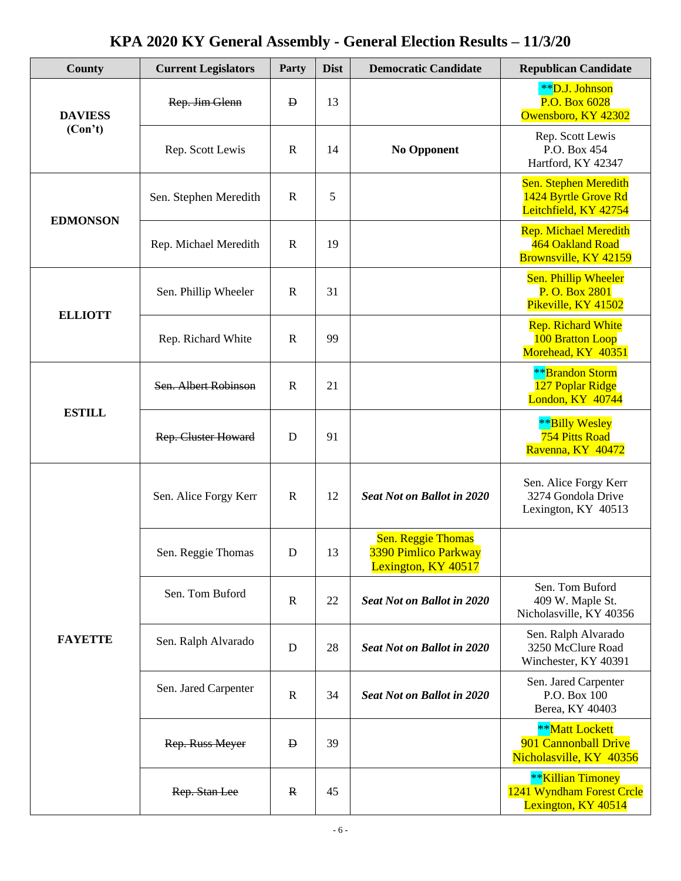# KPA 2020 KY General Assembly - General Election Results – 11/3/20

| County | Current Legislators | Party | Dist | Democratic Candidate | Republican Candidate |
|---|---|---|---|---|---|
| **DAVIESS (Con't)** | ~~Rep. Jim Glenn~~ | ~~D~~ | 13 | | **D.J. Johnson<br>P.O. Box 6028<br>Owensboro, KY 42302 |
| | Rep. Scott Lewis | R | 14 | **No Opponent** | Rep. Scott Lewis<br>P.O. Box 454<br>Hartford, KY 42347 |
| **EDMONSON** | Sen. Stephen Meredith | R | 5 | | Sen. Stephen Meredith<br>1424 Byrtle Grove Rd<br>Leitchfield, KY 42754 |
| | Rep. Michael Meredith | R | 19 | | Rep. Michael Meredith<br>464 Oakland Road<br>Brownsville, KY 42159 |
| **ELLIOTT** | Sen. Phillip Wheeler | R | 31 | | Sen. Phillip Wheeler<br>P. O. Box 2801<br>Pikeville, KY 41502 |
| | Rep. Richard White | R | 99 | | Rep. Richard White<br>100 Bratton Loop<br>Morehead, KY 40351 |
| **ESTILL** | ~~Sen. Albert Robinson~~ | R | 21 | | **Brandon Storm<br>127 Poplar Ridge<br>London, KY 40744 |
| | ~~Rep. Cluster Howard~~ | D | 91 | | **Billy Wesley<br>754 Pitts Road<br>Ravenna, KY 40472 |
| **FAYETTE** | Sen. Alice Forgy Kerr | R | 12 | ***Seat Not on Ballot in 2020*** | Sen. Alice Forgy Kerr<br>3274 Gondola Drive<br>Lexington, KY 40513 |
| | Sen. Reggie Thomas | D | 13 | Sen. Reggie Thomas<br>3390 Pimlico Parkway<br>Lexington, KY 40517 | |
| | Sen. Tom Buford | R | 22 | ***Seat Not on Ballot in 2020*** | Sen. Tom Buford<br>409 W. Maple St.<br>Nicholasville, KY 40356 |
| | Sen. Ralph Alvarado | D | 28 | ***Seat Not on Ballot in 2020*** | Sen. Ralph Alvarado<br>3250 McClure Road<br>Winchester, KY 40391 |
| | Sen. Jared Carpenter | R | 34 | ***Seat Not on Ballot in 2020*** | Sen. Jared Carpenter<br>P.O. Box 100<br>Berea, KY 40403 |
| | ~~Rep. Russ Meyer~~ | ~~D~~ | 39 | | **Matt Lockett<br>901 Cannonball Drive<br>Nicholasville, KY 40356 |
| | ~~Rep. Stan Lee~~ | ~~R~~ | 45 | | **Killian Timoney<br>1241 Wyndham Forest Crcle<br>Lexington, KY 40514 |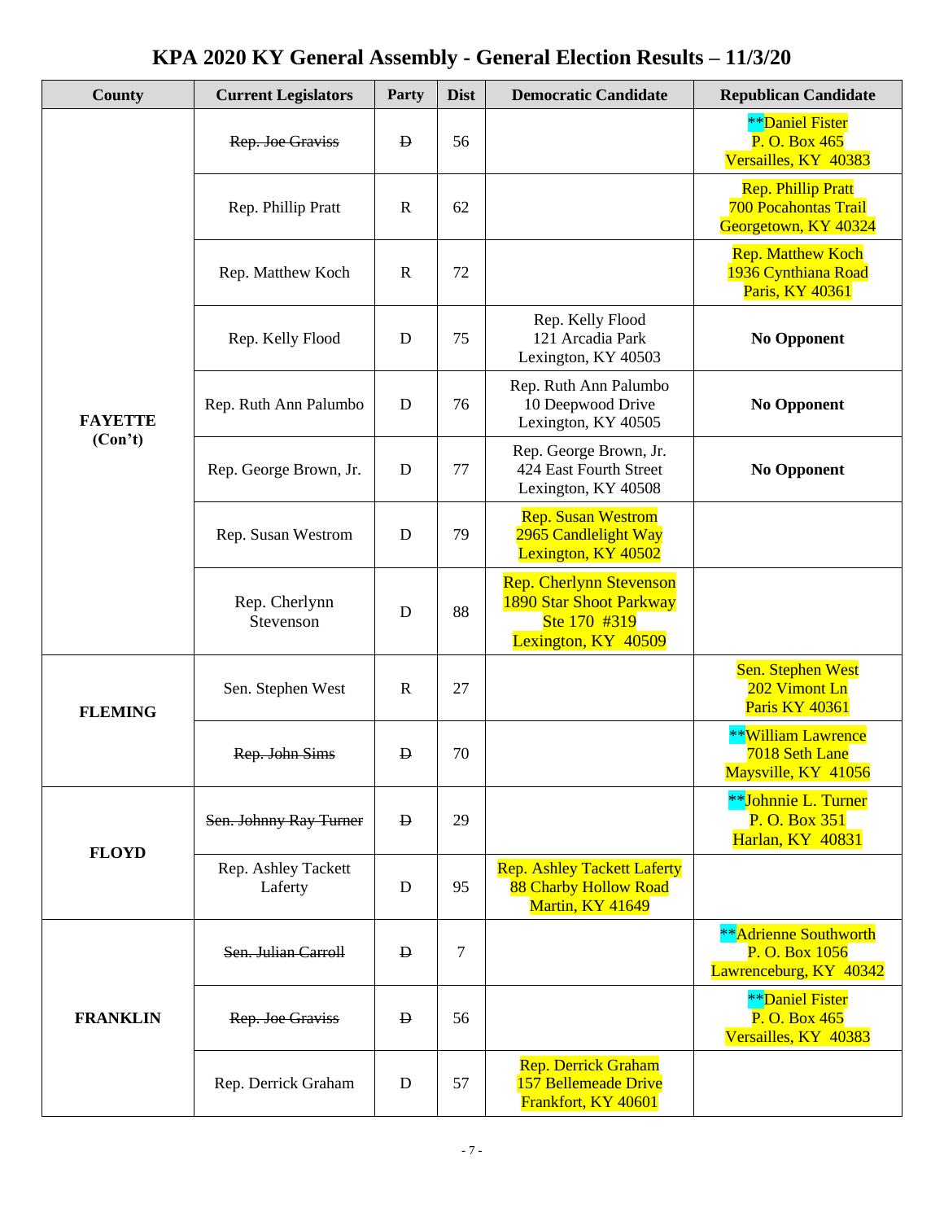# KPA 2020 KY General Assembly - General Election Results – 11/3/20

| County | Current Legislators | Party | Dist | Democratic Candidate | Republican Candidate |
|---|---|---|---|---|---|
| **FAYETTE (Con't)** | ~~Rep. Joe Graviss~~ | ~~D~~ | 56 | | **Daniel Fister<br>P. O. Box 465<br>Versailles, KY 40383 |
| | Rep. Phillip Pratt | R | 62 | | Rep. Phillip Pratt<br>700 Pocahontas Trail<br>Georgetown, KY 40324 |
| | Rep. Matthew Koch | R | 72 | | Rep. Matthew Koch<br>1936 Cynthiana Road<br>Paris, KY 40361 |
| | Rep. Kelly Flood | D | 75 | Rep. Kelly Flood<br>121 Arcadia Park<br>Lexington, KY 40503 | **No Opponent** |
| | Rep. Ruth Ann Palumbo | D | 76 | Rep. Ruth Ann Palumbo<br>10 Deepwood Drive<br>Lexington, KY 40505 | **No Opponent** |
| | Rep. George Brown, Jr. | D | 77 | Rep. George Brown, Jr.<br>424 East Fourth Street<br>Lexington, KY 40508 | **No Opponent** |
| | Rep. Susan Westrom | D | 79 | Rep. Susan Westrom<br>2965 Candlelight Way<br>Lexington, KY 40502 | |
| | Rep. Cherlynn Stevenson | D | 88 | Rep. Cherlynn Stevenson<br>1890 Star Shoot Parkway<br>Ste 170 #319<br>Lexington, KY 40509 | |
| **FLEMING** | Sen. Stephen West | R | 27 | | Sen. Stephen West<br>202 Vimont Ln<br>Paris KY 40361 |
| | ~~Rep. John Sims~~ | ~~D~~ | 70 | | **William Lawrence<br>7018 Seth Lane<br>Maysville, KY 41056 |
| **FLOYD** | ~~Sen. Johnny Ray Turner~~ | ~~D~~ | 29 | | **Johnnie L. Turner<br>P. O. Box 351<br>Harlan, KY 40831 |
| | Rep. Ashley Tackett Laferty | D | 95 | Rep. Ashley Tackett Laferty<br>88 Charby Hollow Road<br>Martin, KY 41649 | |
| **FRANKLIN** | ~~Sen. Julian Carroll~~ | ~~D~~ | 7 | | **Adrienne Southworth<br>P. O. Box 1056<br>Lawrenceburg, KY 40342 |
| | ~~Rep. Joe Graviss~~ | ~~D~~ | 56 | | **Daniel Fister<br>P. O. Box 465<br>Versailles, KY 40383 |
| | Rep. Derrick Graham | D | 57 | Rep. Derrick Graham<br>157 Bellemeade Drive<br>Frankfort, KY 40601 | |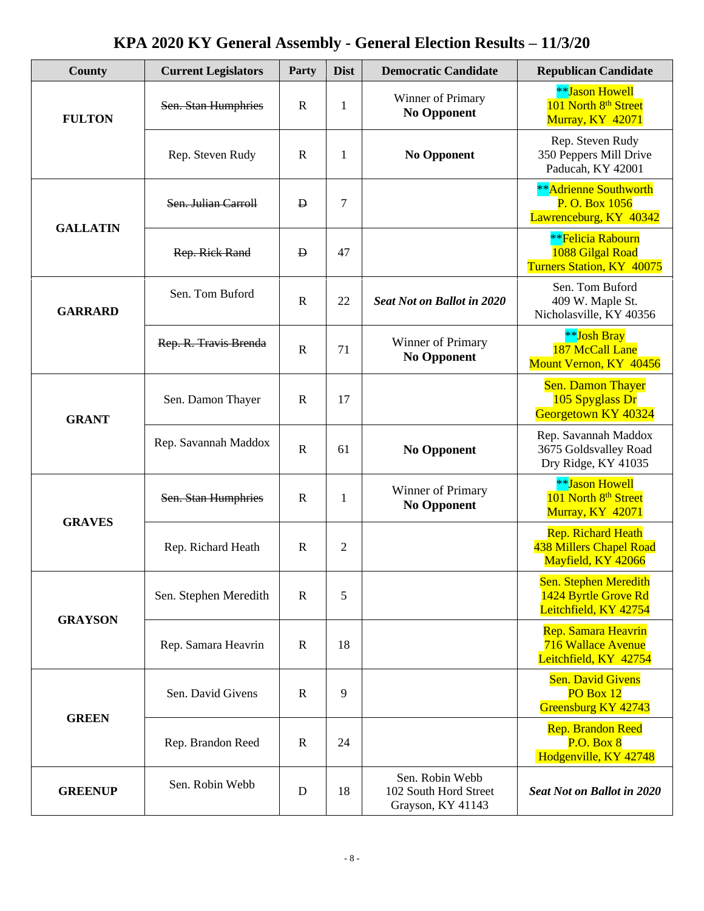# KPA 2020 KY General Assembly - General Election Results – 11/3/20

| County | Current Legislators | Party | Dist | Democratic Candidate | Republican Candidate |
|---|---|---|---|---|---|
| **FULTON** | ~~Sen. Stan Humphries~~ | R | 1 | Winner of Primary **No Opponent** | **Jason Howell 101 North 8th Street Murray, KY 42071 |
| | Rep. Steven Rudy | R | 1 | **No Opponent** | Rep. Steven Rudy 350 Peppers Mill Drive Paducah, KY 42001 |
| **GALLATIN** | ~~Sen. Julian Carroll~~ | ~~D~~ | 7 | | **Adrienne Southworth P. O. Box 1056 Lawrenceburg, KY 40342 |
| | ~~Rep. Rick Rand~~ | ~~D~~ | 47 | | **Felicia Rabourn 1088 Gilgal Road Turners Station, KY 40075 |
| **GARRARD** | Sen. Tom Buford | R | 22 | ***Seat Not on Ballot in 2020*** | Sen. Tom Buford 409 W. Maple St. Nicholasville, KY 40356 |
| | ~~Rep. R. Travis Brenda~~ | R | 71 | Winner of Primary **No Opponent** | **Josh Bray 187 McCall Lane Mount Vernon, KY 40456 |
| **GRANT** | Sen. Damon Thayer | R | 17 | | Sen. Damon Thayer 105 Spyglass Dr Georgetown KY 40324 |
| | Rep. Savannah Maddox | R | 61 | **No Opponent** | Rep. Savannah Maddox 3675 Goldsvalley Road Dry Ridge, KY 41035 |
| **GRAVES** | ~~Sen. Stan Humphries~~ | R | 1 | Winner of Primary **No Opponent** | **Jason Howell 101 North 8th Street Murray, KY 42071 |
| | Rep. Richard Heath | R | 2 | | Rep. Richard Heath 438 Millers Chapel Road Mayfield, KY 42066 |
| **GRAYSON** | Sen. Stephen Meredith | R | 5 | | Sen. Stephen Meredith 1424 Byrtle Grove Rd Leitchfield, KY 42754 |
| | Rep. Samara Heavrin | R | 18 | | Rep. Samara Heavrin 716 Wallace Avenue Leitchfield, KY 42754 |
| **GREEN** | Sen. David Givens | R | 9 | | Sen. David Givens PO Box 12 Greensburg KY 42743 |
| | Rep. Brandon Reed | R | 24 | | Rep. Brandon Reed P.O. Box 8 Hodgenville, KY 42748 |
| **GREENUP** | Sen. Robin Webb | D | 18 | Sen. Robin Webb 102 South Hord Street Grayson, KY 41143 | ***Seat Not on Ballot in 2020*** |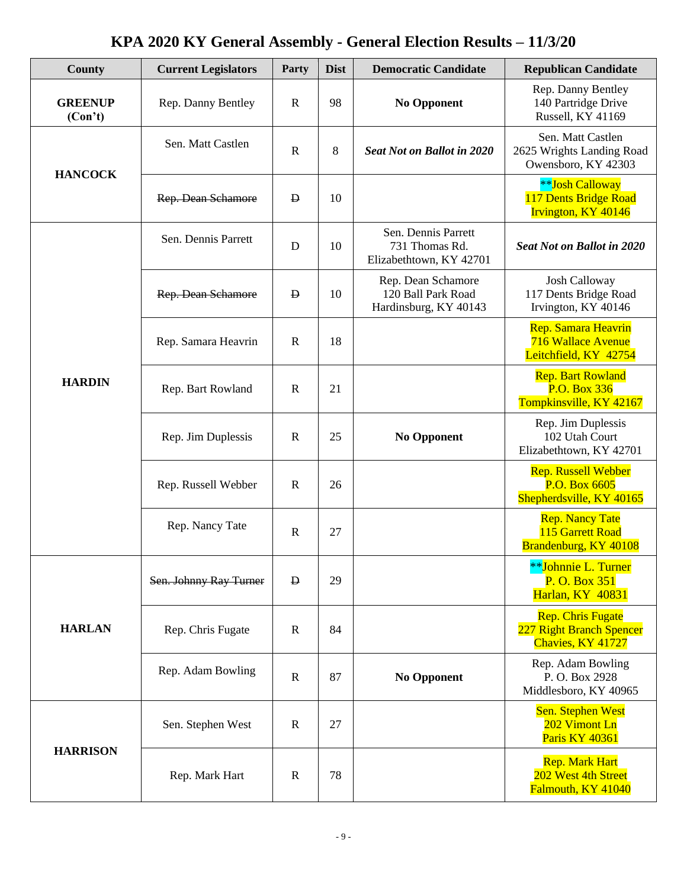# KPA 2020 KY General Assembly - General Election Results – 11/3/20

| County | Current Legislators | Party | Dist | Democratic Candidate | Republican Candidate |
|---|---|---|---|---|---|
| **GREENUP (Con't)** | Rep. Danny Bentley | R | 98 | **No Opponent** | Rep. Danny Bentley<br>140 Partridge Drive<br>Russell, KY 41169 |
| **HANCOCK** | Sen. Matt Castlen | R | 8 | ***Seat Not on Ballot in 2020*** | Sen. Matt Castlen<br>2625 Wrights Landing Road<br>Owensboro, KY 42303 |
| | ~~Rep. Dean Schamore~~ | ~~D~~ | 10 | | **Josh Calloway<br>117 Dents Bridge Road<br>Irvington, KY 40146 |
| **HARDIN** | Sen. Dennis Parrett | D | 10 | Sen. Dennis Parrett<br>731 Thomas Rd.<br>Elizabethtown, KY 42701 | ***Seat Not on Ballot in 2020*** |
| | ~~Rep. Dean Schamore~~ | ~~D~~ | 10 | Rep. Dean Schamore<br>120 Ball Park Road<br>Hardinsburg, KY 40143 | Josh Calloway<br>117 Dents Bridge Road<br>Irvington, KY 40146 |
| | Rep. Samara Heavrin | R | 18 | | Rep. Samara Heavrin<br>716 Wallace Avenue<br>Leitchfield, KY 42754 |
| | Rep. Bart Rowland | R | 21 | | Rep. Bart Rowland<br>P.O. Box 336<br>Tompkinsville, KY 42167 |
| | Rep. Jim Duplessis | R | 25 | **No Opponent** | Rep. Jim Duplessis<br>102 Utah Court<br>Elizabethtown, KY 42701 |
| | Rep. Russell Webber | R | 26 | | Rep. Russell Webber<br>P.O. Box 6605<br>Shepherdsville, KY 40165 |
| | Rep. Nancy Tate | R | 27 | | Rep. Nancy Tate<br>115 Garrett Road<br>Brandenburg, KY 40108 |
| **HARLAN** | ~~Sen. Johnny Ray Turner~~ | ~~D~~ | 29 | | **Johnnie L. Turner<br>P. O. Box 351<br>Harlan, KY 40831 |
| | Rep. Chris Fugate | R | 84 | | Rep. Chris Fugate<br>227 Right Branch Spencer<br>Chavies, KY 41727 |
| | Rep. Adam Bowling | R | 87 | **No Opponent** | Rep. Adam Bowling<br>P. O. Box 2928<br>Middlesboro, KY 40965 |
| **HARRISON** | Sen. Stephen West | R | 27 | | Sen. Stephen West<br>202 Vimont Ln<br>Paris KY 40361 |
| | Rep. Mark Hart | R | 78 | | Rep. Mark Hart<br>202 West 4th Street<br>Falmouth, KY 41040 |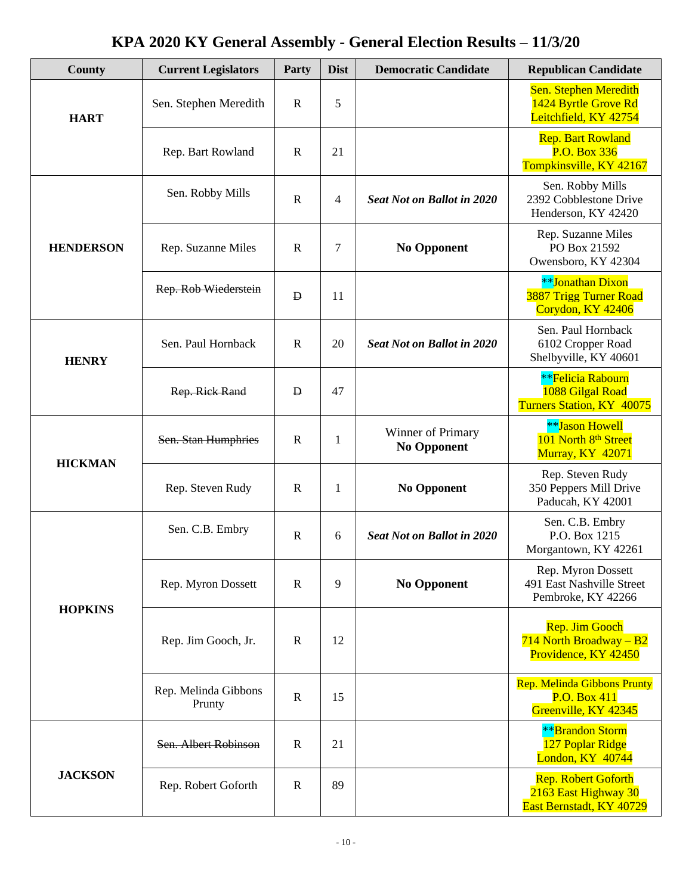# KPA 2020 KY General Assembly - General Election Results – 11/3/20

| County | Current Legislators | Party | Dist | Democratic Candidate | Republican Candidate |
|---|---|---|---|---|---|
| **HART** | Sen. Stephen Meredith | R | 5 | | Sen. Stephen Meredith<br>1424 Byrtle Grove Rd<br>Leitchfield, KY 42754 |
| | Rep. Bart Rowland | R | 21 | | Rep. Bart Rowland<br>P.O. Box 336<br>Tompkinsville, KY 42167 |
| **HENDERSON** | Sen. Robby Mills | R | 4 | ***Seat Not on Ballot in 2020*** | Sen. Robby Mills<br>2392 Cobblestone Drive<br>Henderson, KY 42420 |
| | Rep. Suzanne Miles | R | 7 | **No Opponent** | Rep. Suzanne Miles<br>PO Box 21592<br>Owensboro, KY 42304 |
| | ~~Rep. Rob Wiederstein~~ | ~~D~~ | 11 | | **Jonathan Dixon<br>3887 Trigg Turner Road<br>Corydon, KY 42406 |
| **HENRY** | Sen. Paul Hornback | R | 20 | ***Seat Not on Ballot in 2020*** | Sen. Paul Hornback<br>6102 Cropper Road<br>Shelbyville, KY 40601 |
| | ~~Rep. Rick Rand~~ | ~~D~~ | 47 | | **Felicia Rabourn<br>1088 Gilgal Road<br>Turners Station, KY 40075 |
| **HICKMAN** | ~~Sen. Stan Humphries~~ | R | 1 | Winner of Primary<br>**No Opponent** | **Jason Howell<br>101 North 8th Street<br>Murray, KY 42071 |
| | Rep. Steven Rudy | R | 1 | **No Opponent** | Rep. Steven Rudy<br>350 Peppers Mill Drive<br>Paducah, KY 42001 |
| **HOPKINS** | Sen. C.B. Embry | R | 6 | ***Seat Not on Ballot in 2020*** | Sen. C.B. Embry<br>P.O. Box 1215<br>Morgantown, KY 42261 |
| | Rep. Myron Dossett | R | 9 | **No Opponent** | Rep. Myron Dossett<br>491 East Nashville Street<br>Pembroke, KY 42266 |
| | Rep. Jim Gooch, Jr. | R | 12 | | Rep. Jim Gooch<br>714 North Broadway – B2<br>Providence, KY 42450 |
| | Rep. Melinda Gibbons Prunty | R | 15 | | Rep. Melinda Gibbons Prunty<br>P.O. Box 411<br>Greenville, KY 42345 |
| **JACKSON** | ~~Sen. Albert Robinson~~ | R | 21 | | **Brandon Storm<br>127 Poplar Ridge<br>London, KY 40744 |
| | Rep. Robert Goforth | R | 89 | | Rep. Robert Goforth<br>2163 East Highway 30<br>East Bernstadt, KY 40729 |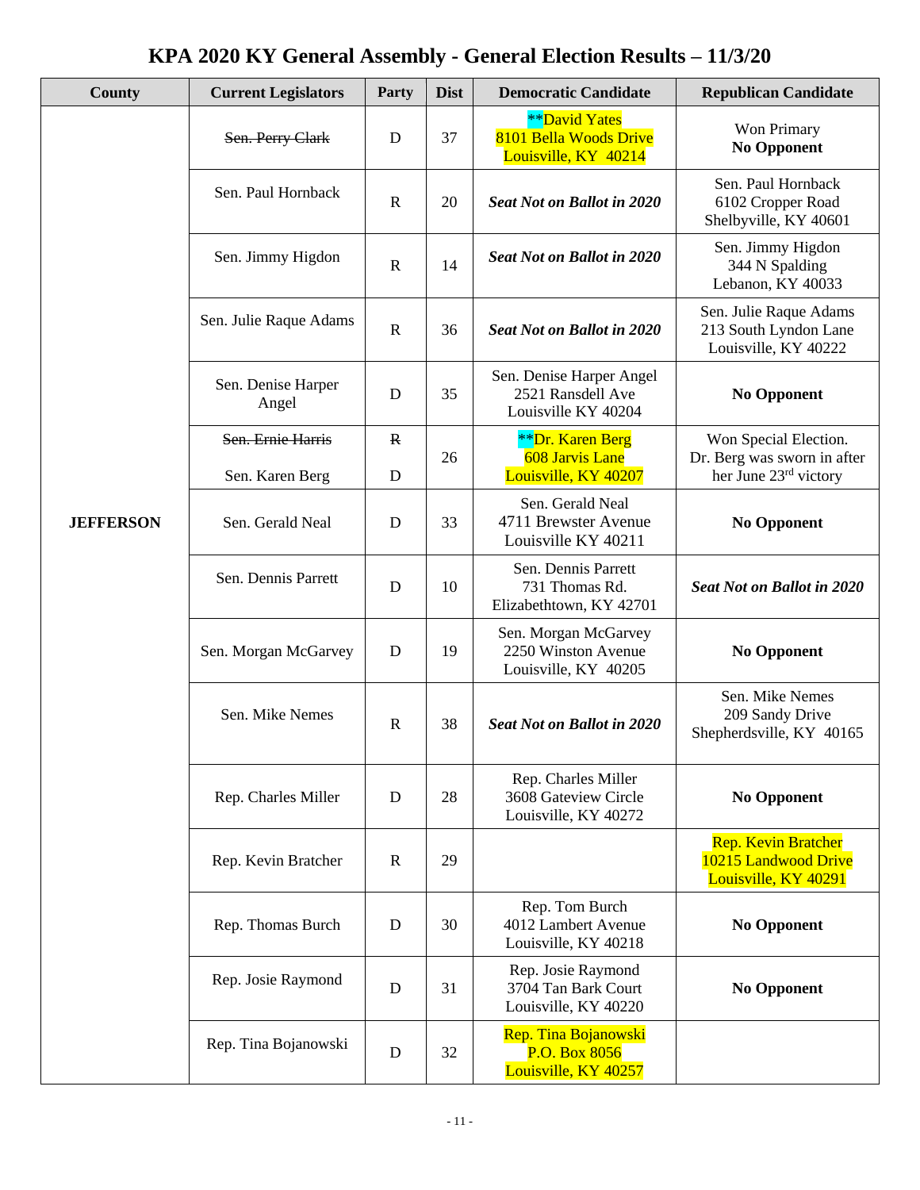# KPA 2020 KY General Assembly - General Election Results – 11/3/20

| County | Current Legislators | Party | Dist | Democratic Candidate | Republican Candidate |
|---|---|---|---|---|---|
| JEFFERSON | ~~Sen. Perry Clark~~ | D | 37 | **David Yates 8101 Bella Woods Drive Louisville, KY 40214 | Won Primary **No Opponent** |
| | Sen. Paul Hornback | R | 20 | ***Seat Not on Ballot in 2020*** | Sen. Paul Hornback 6102 Cropper Road Shelbyville, KY 40601 |
| | Sen. Jimmy Higdon | R | 14 | ***Seat Not on Ballot in 2020*** | Sen. Jimmy Higdon 344 N Spalding Lebanon, KY 40033 |
| | Sen. Julie Raque Adams | R | 36 | ***Seat Not on Ballot in 2020*** | Sen. Julie Raque Adams 213 South Lyndon Lane Louisville, KY 40222 |
| | Sen. Denise Harper Angel | D | 35 | Sen. Denise Harper Angel 2521 Ransdell Ave Louisville KY 40204 | **No Opponent** |
| | ~~Sen. Ernie Harris~~ Sen. Karen Berg | ~~R~~ D | 26 | **Dr. Karen Berg 608 Jarvis Lane Louisville, KY 40207 | Won Special Election. Dr. Berg was sworn in after her June 23rd victory |
| | Sen. Gerald Neal | D | 33 | Sen. Gerald Neal 4711 Brewster Avenue Louisville KY 40211 | **No Opponent** |
| | Sen. Dennis Parrett | D | 10 | Sen. Dennis Parrett 731 Thomas Rd. Elizabethtown, KY 42701 | ***Seat Not on Ballot in 2020*** |
| | Sen. Morgan McGarvey | D | 19 | Sen. Morgan McGarvey 2250 Winston Avenue Louisville, KY 40205 | **No Opponent** |
| | Sen. Mike Nemes | R | 38 | ***Seat Not on Ballot in 2020*** | Sen. Mike Nemes 209 Sandy Drive Shepherdsville, KY 40165 |
| | Rep. Charles Miller | D | 28 | Rep. Charles Miller 3608 Gateview Circle Louisville, KY 40272 | **No Opponent** |
| | Rep. Kevin Bratcher | R | 29 | | Rep. Kevin Bratcher 10215 Landwood Drive Louisville, KY 40291 |
| | Rep. Thomas Burch | D | 30 | Rep. Tom Burch 4012 Lambert Avenue Louisville, KY 40218 | **No Opponent** |
| | Rep. Josie Raymond | D | 31 | Rep. Josie Raymond 3704 Tan Bark Court Louisville, KY 40220 | **No Opponent** |
| | Rep. Tina Bojanowski | D | 32 | Rep. Tina Bojanowski P.O. Box 8056 Louisville, KY 40257 | |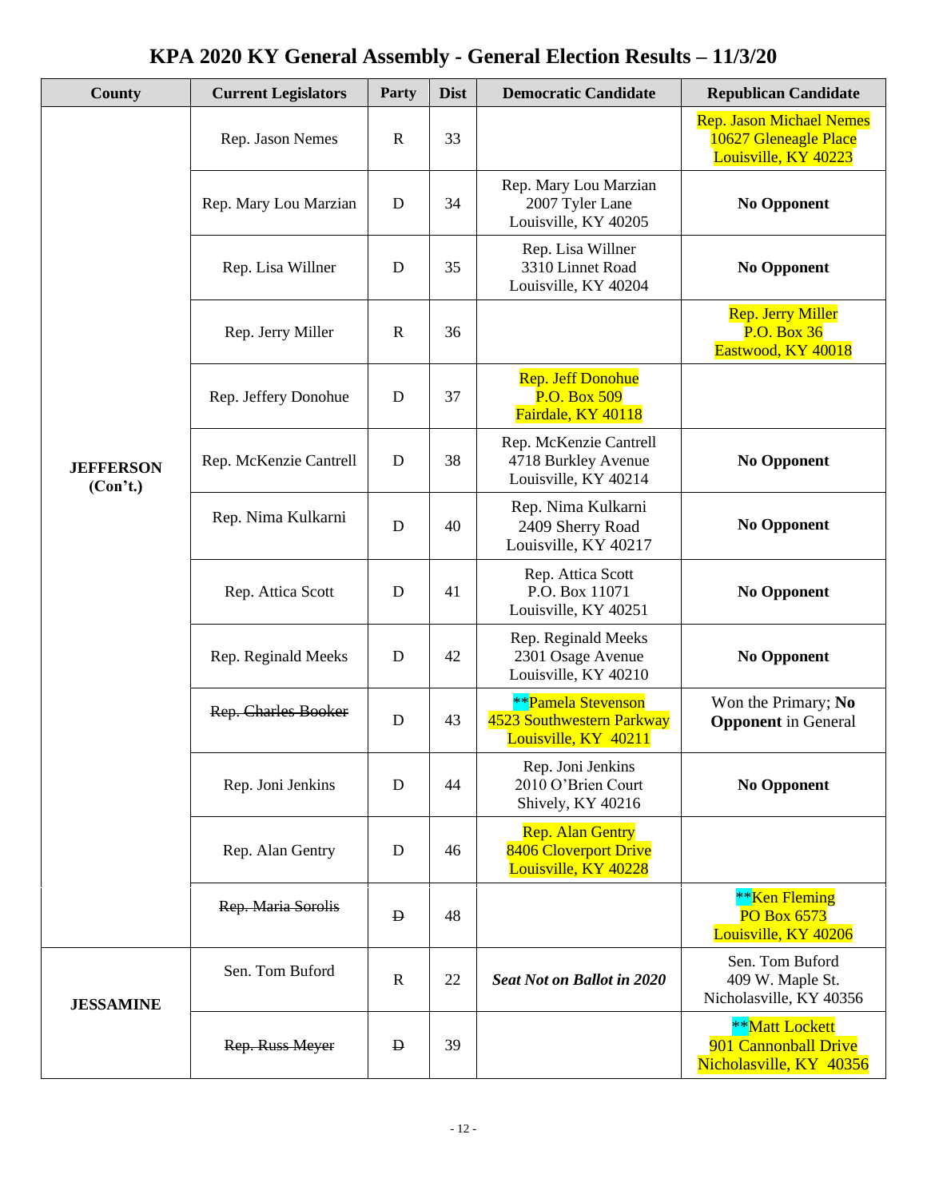# KPA 2020 KY General Assembly - General Election Results – 11/3/20

| County | Current Legislators | Party | Dist | Democratic Candidate | Republican Candidate |
|---|---|---|---|---|---|
| **JEFFERSON (Con't.)** | Rep. Jason Nemes | R | 33 | | Rep. Jason Michael Nemes<br>10627 Gleneagle Place<br>Louisville, KY 40223 |
| | Rep. Mary Lou Marzian | D | 34 | Rep. Mary Lou Marzian<br>2007 Tyler Lane<br>Louisville, KY 40205 | **No Opponent** |
| | Rep. Lisa Willner | D | 35 | Rep. Lisa Willner<br>3310 Linnet Road<br>Louisville, KY 40204 | **No Opponent** |
| | Rep. Jerry Miller | R | 36 | | Rep. Jerry Miller<br>P.O. Box 36<br>Eastwood, KY 40018 |
| | Rep. Jeffery Donohue | D | 37 | Rep. Jeff Donohue<br>P.O. Box 509<br>Fairdale, KY 40118 | |
| | Rep. McKenzie Cantrell | D | 38 | Rep. McKenzie Cantrell<br>4718 Burkley Avenue<br>Louisville, KY 40214 | **No Opponent** |
| | Rep. Nima Kulkarni | D | 40 | Rep. Nima Kulkarni<br>2409 Sherry Road<br>Louisville, KY 40217 | **No Opponent** |
| | Rep. Attica Scott | D | 41 | Rep. Attica Scott<br>P.O. Box 11071<br>Louisville, KY 40251 | **No Opponent** |
| | Rep. Reginald Meeks | D | 42 | Rep. Reginald Meeks<br>2301 Osage Avenue<br>Louisville, KY 40210 | **No Opponent** |
| | ~~Rep. Charles Booker~~ | D | 43 | **Pamela Stevenson<br>4523 Southwestern Parkway<br>Louisville, KY 40211 | Won the Primary; **No Opponent** in General |
| | Rep. Joni Jenkins | D | 44 | Rep. Joni Jenkins<br>2010 O'Brien Court<br>Shively, KY 40216 | **No Opponent** |
| | Rep. Alan Gentry | D | 46 | Rep. Alan Gentry<br>8406 Cloverport Drive<br>Louisville, KY 40228 | |
| | ~~Rep. Maria Sorolis~~ | ~~D~~ | 48 | | **Ken Fleming<br>PO Box 6573<br>Louisville, KY 40206 |
| **JESSAMINE** | Sen. Tom Buford | R | 22 | ***Seat Not on Ballot in 2020*** | Sen. Tom Buford<br>409 W. Maple St.<br>Nicholasville, KY 40356 |
| | ~~Rep. Russ Meyer~~ | ~~D~~ | 39 | | **Matt Lockett<br>901 Cannonball Drive<br>Nicholasville, KY 40356 |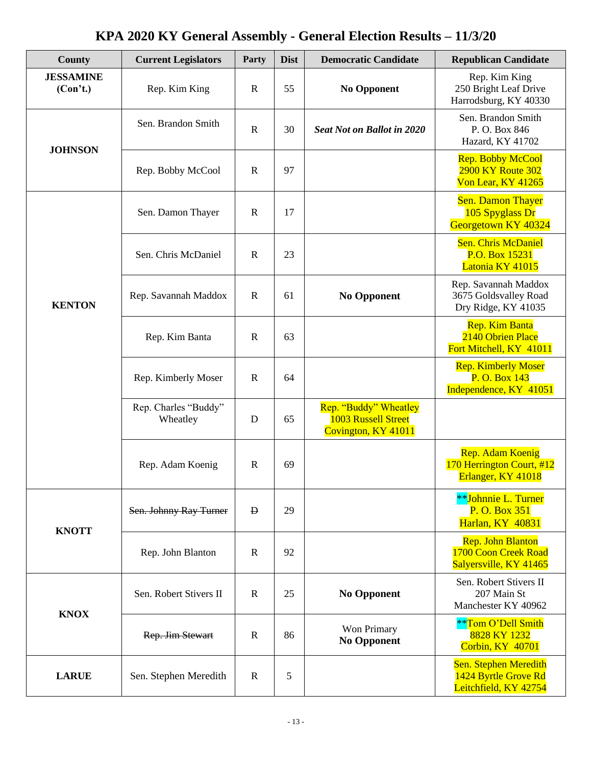# KPA 2020 KY General Assembly - General Election Results – 11/3/20

| County | Current Legislators | Party | Dist | Democratic Candidate | Republican Candidate |
|---|---|---|---|---|---|
| **JESSAMINE (Con't.)** | Rep. Kim King | R | 55 | **No Opponent** | Rep. Kim King<br>250 Bright Leaf Drive<br>Harrodsburg, KY 40330 |
| **JOHNSON** | Sen. Brandon Smith | R | 30 | ***Seat Not on Ballot in 2020*** | Sen. Brandon Smith<br>P. O. Box 846<br>Hazard, KY 41702 |
| | Rep. Bobby McCool | R | 97 | | Rep. Bobby McCool<br>2900 KY Route 302<br>Von Lear, KY 41265 |
| **KENTON** | Sen. Damon Thayer | R | 17 | | Sen. Damon Thayer<br>105 Spyglass Dr<br>Georgetown KY 40324 |
| | Sen. Chris McDaniel | R | 23 | | Sen. Chris McDaniel<br>P.O. Box 15231<br>Latonia KY 41015 |
| | Rep. Savannah Maddox | R | 61 | **No Opponent** | Rep. Savannah Maddox<br>3675 Goldsvalley Road<br>Dry Ridge, KY 41035 |
| | Rep. Kim Banta | R | 63 | | Rep. Kim Banta<br>2140 Obrien Place<br>Fort Mitchell, KY 41011 |
| | Rep. Kimberly Moser | R | 64 | | Rep. Kimberly Moser<br>P. O. Box 143<br>Independence, KY 41051 |
| | Rep. Charles "Buddy" Wheatley | D | 65 | Rep. "Buddy" Wheatley<br>1003 Russell Street<br>Covington, KY 41011 | |
| | Rep. Adam Koenig | R | 69 | | Rep. Adam Koenig<br>170 Herrington Court, #12<br>Erlanger, KY 41018 |
| **KNOTT** | ~~Sen. Johnny Ray Turner~~ | ~~D~~ | 29 | | **Johnnie L. Turner<br>P. O. Box 351<br>Harlan, KY 40831 |
| | Rep. John Blanton | R | 92 | | Rep. John Blanton<br>1700 Coon Creek Road<br>Salyersville, KY 41465 |
| **KNOX** | Sen. Robert Stivers II | R | 25 | **No Opponent** | Sen. Robert Stivers II<br>207 Main St<br>Manchester KY 40962 |
| | ~~Rep. Jim Stewart~~ | R | 86 | Won Primary<br>**No Opponent** | **Tom O'Dell Smith<br>8828 KY 1232<br>Corbin, KY 40701 |
| **LARUE** | Sen. Stephen Meredith | R | 5 | | Sen. Stephen Meredith<br>1424 Byrtle Grove Rd<br>Leitchfield, KY 42754 |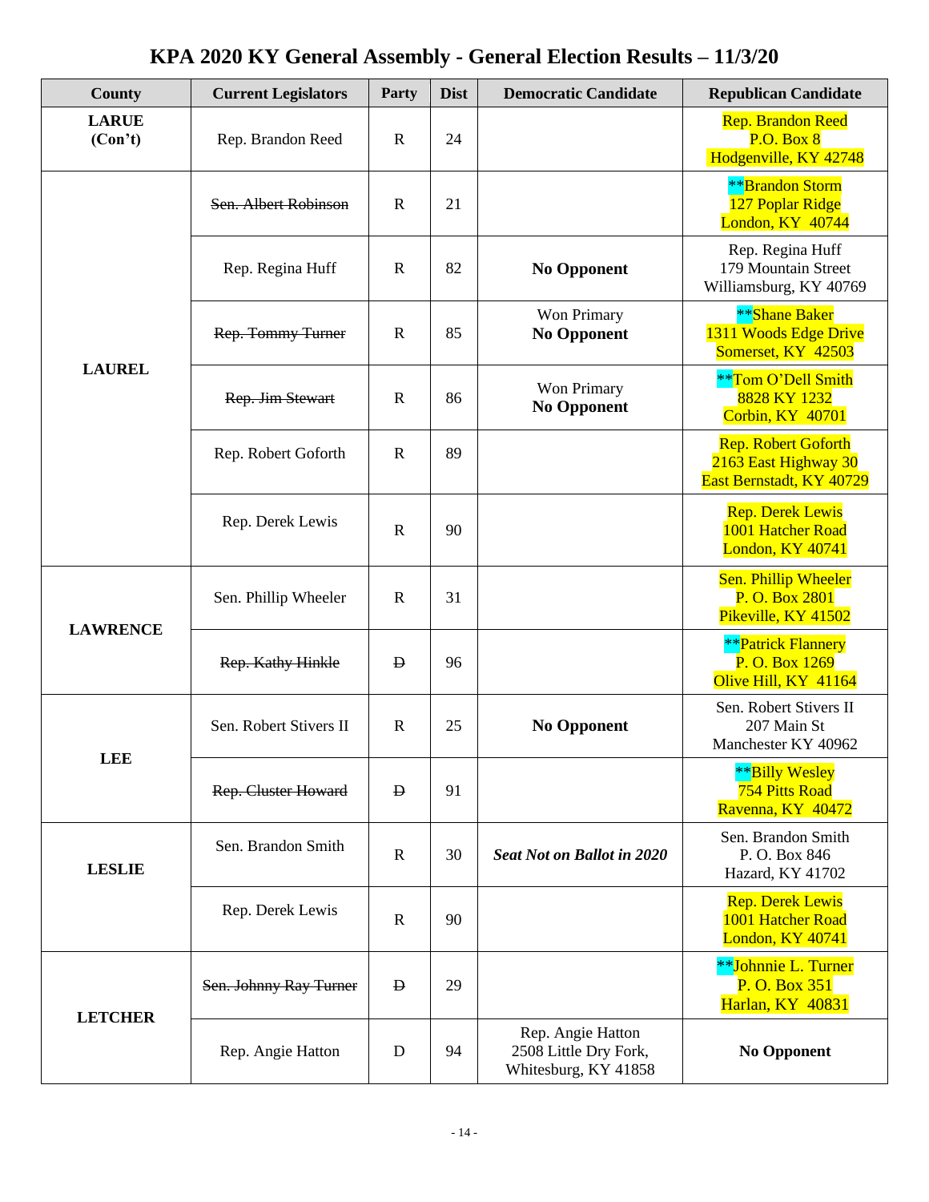# KPA 2020 KY General Assembly - General Election Results – 11/3/20

| County | Current Legislators | Party | Dist | Democratic Candidate | Republican Candidate |
|---|---|---|---|---|---|
| **LARUE (Con't)** | Rep. Brandon Reed | R | 24 | | Rep. Brandon Reed<br>P.O. Box 8<br>Hodgenville, KY 42748 |
| **LAUREL** | ~~Sen. Albert Robinson~~ | R | 21 | | **Brandon Storm<br>127 Poplar Ridge<br>London, KY 40744 |
| | Rep. Regina Huff | R | 82 | **No Opponent** | Rep. Regina Huff<br>179 Mountain Street<br>Williamsburg, KY 40769 |
| | ~~Rep. Tommy Turner~~ | R | 85 | Won Primary<br>**No Opponent** | **Shane Baker<br>1311 Woods Edge Drive<br>Somerset, KY 42503 |
| | ~~Rep. Jim Stewart~~ | R | 86 | Won Primary<br>**No Opponent** | **Tom O'Dell Smith<br>8828 KY 1232<br>Corbin, KY 40701 |
| | Rep. Robert Goforth | R | 89 | | Rep. Robert Goforth<br>2163 East Highway 30<br>East Bernstadt, KY 40729 |
| | Rep. Derek Lewis | R | 90 | | Rep. Derek Lewis<br>1001 Hatcher Road<br>London, KY 40741 |
| **LAWRENCE** | Sen. Phillip Wheeler | R | 31 | | Sen. Phillip Wheeler<br>P. O. Box 2801<br>Pikeville, KY 41502 |
| | ~~Rep. Kathy Hinkle~~ | ~~D~~ | 96 | | **Patrick Flannery<br>P. O. Box 1269<br>Olive Hill, KY 41164 |
| **LEE** | Sen. Robert Stivers II | R | 25 | **No Opponent** | Sen. Robert Stivers II<br>207 Main St<br>Manchester KY 40962 |
| | ~~Rep. Cluster Howard~~ | ~~D~~ | 91 | | **Billy Wesley<br>754 Pitts Road<br>Ravenna, KY 40472 |
| **LESLIE** | Sen. Brandon Smith | R | 30 | ***Seat Not on Ballot in 2020*** | Sen. Brandon Smith<br>P. O. Box 846<br>Hazard, KY 41702 |
| | Rep. Derek Lewis | R | 90 | | Rep. Derek Lewis<br>1001 Hatcher Road<br>London, KY 40741 |
| **LETCHER** | ~~Sen. Johnny Ray Turner~~ | ~~D~~ | 29 | | **Johnnie L. Turner<br>P. O. Box 351<br>Harlan, KY 40831 |
| | Rep. Angie Hatton | D | 94 | Rep. Angie Hatton<br>2508 Little Dry Fork,<br>Whitesburg, KY 41858 | **No Opponent** |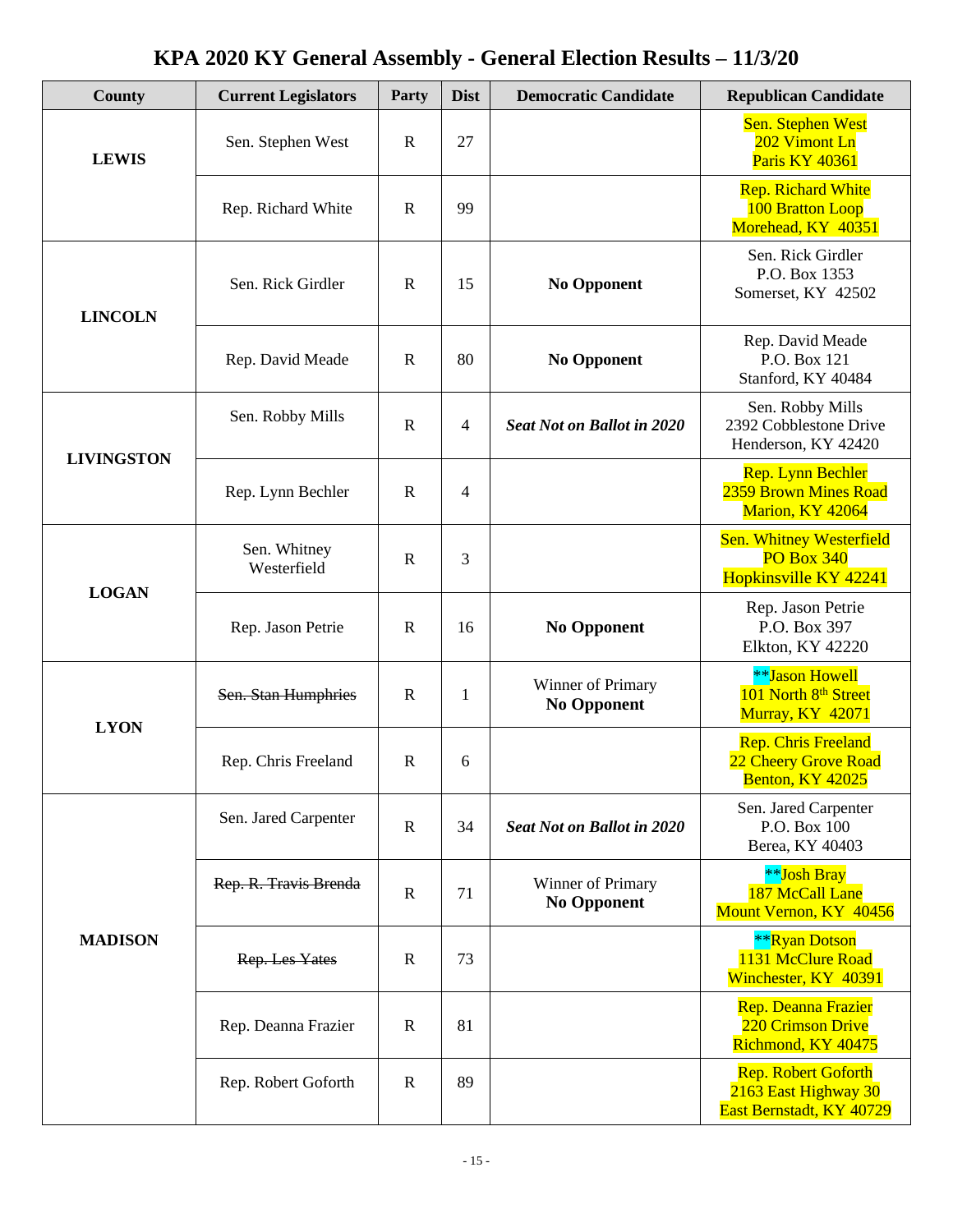# KPA 2020 KY General Assembly - General Election Results – 11/3/20

| County | Current Legislators | Party | Dist | Democratic Candidate | Republican Candidate |
|---|---|---|---|---|---|
| **LEWIS** | Sen. Stephen West | R | 27 | | Sen. Stephen West<br>202 Vimont Ln<br>Paris KY 40361 |
| | Rep. Richard White | R | 99 | | Rep. Richard White<br>100 Bratton Loop<br>Morehead, KY 40351 |
| **LINCOLN** | Sen. Rick Girdler | R | 15 | **No Opponent** | Sen. Rick Girdler<br>P.O. Box 1353<br>Somerset, KY 42502 |
| | Rep. David Meade | R | 80 | **No Opponent** | Rep. David Meade<br>P.O. Box 121<br>Stanford, KY 40484 |
| **LIVINGSTON** | Sen. Robby Mills | R | 4 | ***Seat Not on Ballot in 2020*** | Sen. Robby Mills<br>2392 Cobblestone Drive<br>Henderson, KY 42420 |
| | Rep. Lynn Bechler | R | 4 | | Rep. Lynn Bechler<br>2359 Brown Mines Road<br>Marion, KY 42064 |
| **LOGAN** | Sen. Whitney Westerfield | R | 3 | | Sen. Whitney Westerfield<br>PO Box 340<br>Hopkinsville KY 42241 |
| | Rep. Jason Petrie | R | 16 | **No Opponent** | Rep. Jason Petrie<br>P.O. Box 397<br>Elkton, KY 42220 |
| **LYON** | ~~Sen. Stan Humphries~~ | R | 1 | Winner of Primary<br>**No Opponent** | **Jason Howell<br>101 North 8th Street<br>Murray, KY 42071 |
| | Rep. Chris Freeland | R | 6 | | Rep. Chris Freeland<br>22 Cheery Grove Road<br>Benton, KY 42025 |
| **MADISON** | Sen. Jared Carpenter | R | 34 | ***Seat Not on Ballot in 2020*** | Sen. Jared Carpenter<br>P.O. Box 100<br>Berea, KY 40403 |
| | ~~Rep. R. Travis Brenda~~ | R | 71 | Winner of Primary<br>**No Opponent** | **Josh Bray<br>187 McCall Lane<br>Mount Vernon, KY 40456 |
| | ~~Rep. Les Yates~~ | R | 73 | | **Ryan Dotson<br>1131 McClure Road<br>Winchester, KY 40391 |
| | Rep. Deanna Frazier | R | 81 | | Rep. Deanna Frazier<br>220 Crimson Drive<br>Richmond, KY 40475 |
| | Rep. Robert Goforth | R | 89 | | Rep. Robert Goforth<br>2163 East Highway 30<br>East Bernstadt, KY 40729 |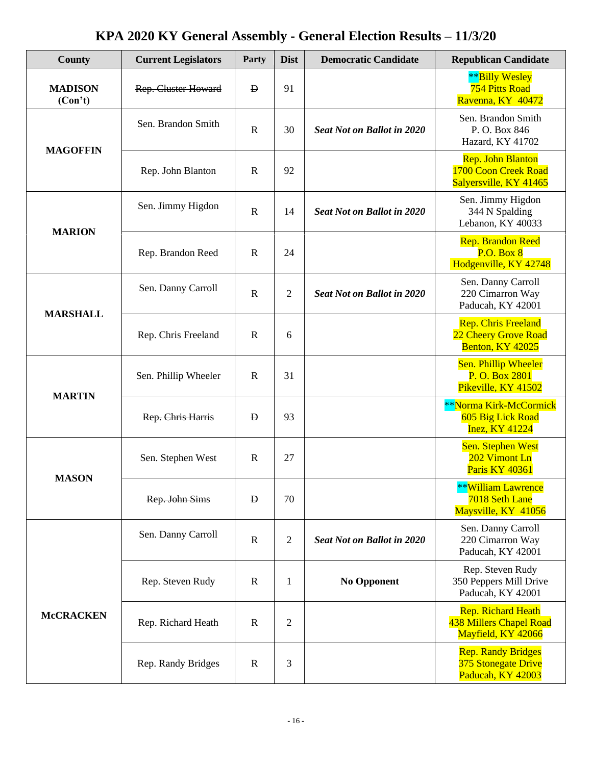# KPA 2020 KY General Assembly - General Election Results – 11/3/20

| County | Current Legislators | Party | Dist | Democratic Candidate | Republican Candidate |
|---|---|---|---|---|---|
| **MADISON (Con't)** | ~~Rep. Cluster Howard~~ | ~~D~~ | 91 | | **Billy Wesley<br>754 Pitts Road<br>Ravenna, KY 40472 |
| **MAGOFFIN** | Sen. Brandon Smith | R | 30 | ***Seat Not on Ballot in 2020*** | Sen. Brandon Smith<br>P. O. Box 846<br>Hazard, KY 41702 |
| | Rep. John Blanton | R | 92 | | Rep. John Blanton<br>1700 Coon Creek Road<br>Salyersville, KY 41465 |
| **MARION** | Sen. Jimmy Higdon | R | 14 | ***Seat Not on Ballot in 2020*** | Sen. Jimmy Higdon<br>344 N Spalding<br>Lebanon, KY 40033 |
| | Rep. Brandon Reed | R | 24 | | Rep. Brandon Reed<br>P.O. Box 8<br>Hodgenville, KY 42748 |
| **MARSHALL** | Sen. Danny Carroll | R | 2 | ***Seat Not on Ballot in 2020*** | Sen. Danny Carroll<br>220 Cimarron Way<br>Paducah, KY 42001 |
| | Rep. Chris Freeland | R | 6 | | Rep. Chris Freeland<br>22 Cheery Grove Road<br>Benton, KY 42025 |
| **MARTIN** | Sen. Phillip Wheeler | R | 31 | | Sen. Phillip Wheeler<br>P. O. Box 2801<br>Pikeville, KY 41502 |
| | ~~Rep. Chris Harris~~ | ~~D~~ | 93 | | **Norma Kirk-McCormick<br>605 Big Lick Road<br>Inez, KY 41224 |
| **MASON** | Sen. Stephen West | R | 27 | | Sen. Stephen West<br>202 Vimont Ln<br>Paris KY 40361 |
| | ~~Rep. John Sims~~ | ~~D~~ | 70 | | **William Lawrence<br>7018 Seth Lane<br>Maysville, KY 41056 |
| **McCRACKEN** | Sen. Danny Carroll | R | 2 | ***Seat Not on Ballot in 2020*** | Sen. Danny Carroll<br>220 Cimarron Way<br>Paducah, KY 42001 |
| | Rep. Steven Rudy | R | 1 | **No Opponent** | Rep. Steven Rudy<br>350 Peppers Mill Drive<br>Paducah, KY 42001 |
| | Rep. Richard Heath | R | 2 | | Rep. Richard Heath<br>438 Millers Chapel Road<br>Mayfield, KY 42066 |
| | Rep. Randy Bridges | R | 3 | | Rep. Randy Bridges<br>375 Stonegate Drive<br>Paducah, KY 42003 |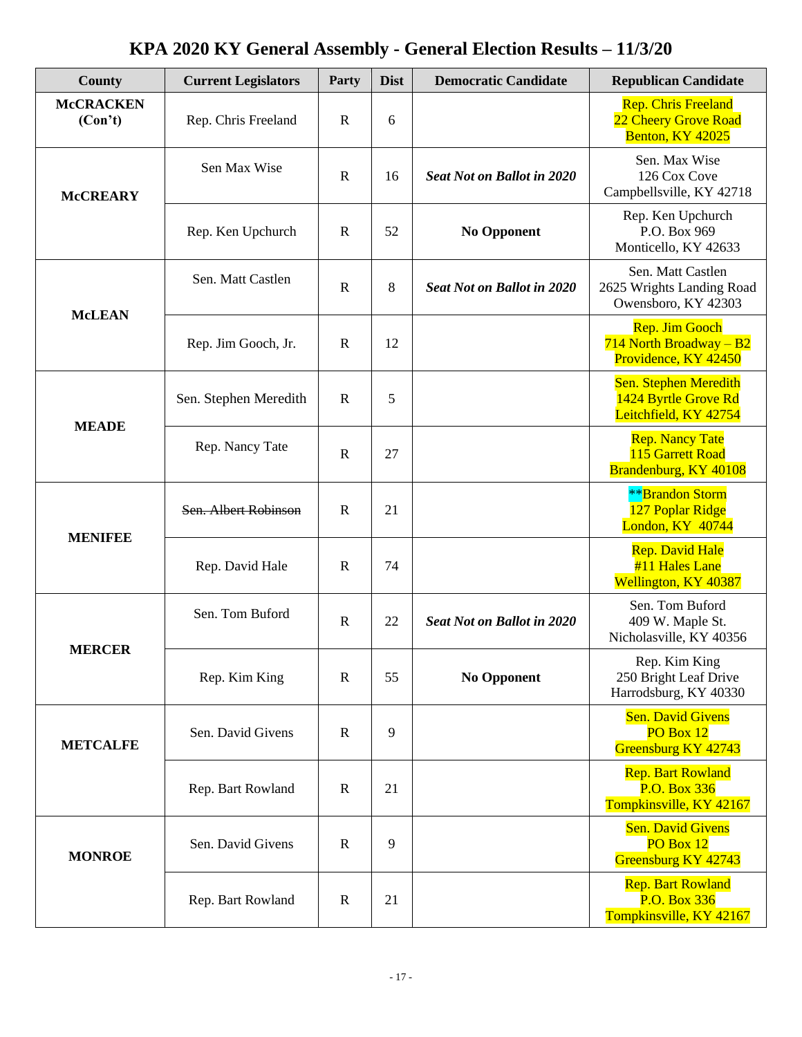# KPA 2020 KY General Assembly - General Election Results – 11/3/20

| County | Current Legislators | Party | Dist | Democratic Candidate | Republican Candidate |
|---|---|---|---|---|---|
| **McCRACKEN (Con't)** | Rep. Chris Freeland | R | 6 | | Rep. Chris Freeland<br>22 Cheery Grove Road<br>Benton, KY 42025 |
| **McCREARY** | Sen Max Wise | R | 16 | ***Seat Not on Ballot in 2020*** | Sen. Max Wise<br>126 Cox Cove<br>Campbellsville, KY 42718 |
| | Rep. Ken Upchurch | R | 52 | **No Opponent** | Rep. Ken Upchurch<br>P.O. Box 969<br>Monticello, KY 42633 |
| **McLEAN** | Sen. Matt Castlen | R | 8 | ***Seat Not on Ballot in 2020*** | Sen. Matt Castlen<br>2625 Wrights Landing Road<br>Owensboro, KY 42303 |
| | Rep. Jim Gooch, Jr. | R | 12 | | Rep. Jim Gooch<br>714 North Broadway – B2<br>Providence, KY 42450 |
| **MEADE** | Sen. Stephen Meredith | R | 5 | | Sen. Stephen Meredith<br>1424 Byrtle Grove Rd<br>Leitchfield, KY 42754 |
| | Rep. Nancy Tate | R | 27 | | Rep. Nancy Tate<br>115 Garrett Road<br>Brandenburg, KY 40108 |
| **MENIFEE** | ~~Sen. Albert Robinson~~ | R | 21 | | **Brandon Storm<br>127 Poplar Ridge<br>London, KY 40744 |
| | Rep. David Hale | R | 74 | | Rep. David Hale<br>#11 Hales Lane<br>Wellington, KY 40387 |
| **MERCER** | Sen. Tom Buford | R | 22 | ***Seat Not on Ballot in 2020*** | Sen. Tom Buford<br>409 W. Maple St.<br>Nicholasville, KY 40356 |
| | Rep. Kim King | R | 55 | **No Opponent** | Rep. Kim King<br>250 Bright Leaf Drive<br>Harrodsburg, KY 40330 |
| **METCALFE** | Sen. David Givens | R | 9 | | Sen. David Givens<br>PO Box 12<br>Greensburg KY 42743 |
| | Rep. Bart Rowland | R | 21 | | Rep. Bart Rowland<br>P.O. Box 336<br>Tompkinsville, KY 42167 |
| **MONROE** | Sen. David Givens | R | 9 | | Sen. David Givens<br>PO Box 12<br>Greensburg KY 42743 |
| | Rep. Bart Rowland | R | 21 | | Rep. Bart Rowland<br>P.O. Box 336<br>Tompkinsville, KY 42167 |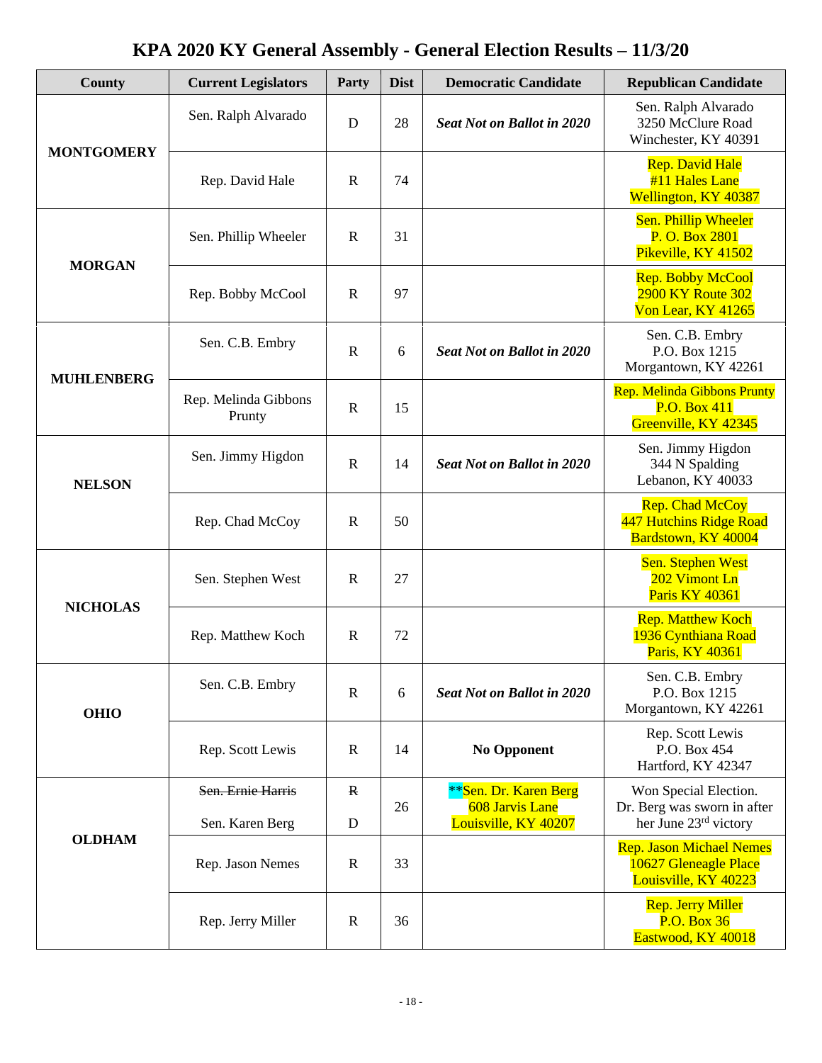# KPA 2020 KY General Assembly - General Election Results – 11/3/20

| County | Current Legislators | Party | Dist | Democratic Candidate | Republican Candidate |
|---|---|---|---|---|---|
| **MONTGOMERY** | Sen. Ralph Alvarado | D | 28 | ***Seat Not on Ballot in 2020*** | Sen. Ralph Alvarado<br>3250 McClure Road<br>Winchester, KY 40391 |
| | Rep. David Hale | R | 74 | | Rep. David Hale<br>#11 Hales Lane<br>Wellington, KY 40387 |
| **MORGAN** | Sen. Phillip Wheeler | R | 31 | | Sen. Phillip Wheeler<br>P. O. Box 2801<br>Pikeville, KY 41502 |
| | Rep. Bobby McCool | R | 97 | | Rep. Bobby McCool<br>2900 KY Route 302<br>Von Lear, KY 41265 |
| **MUHLENBERG** | Sen. C.B. Embry | R | 6 | ***Seat Not on Ballot in 2020*** | Sen. C.B. Embry<br>P.O. Box 1215<br>Morgantown, KY 42261 |
| | Rep. Melinda Gibbons Prunty | R | 15 | | Rep. Melinda Gibbons Prunty<br>P.O. Box 411<br>Greenville, KY 42345 |
| **NELSON** | Sen. Jimmy Higdon | R | 14 | ***Seat Not on Ballot in 2020*** | Sen. Jimmy Higdon<br>344 N Spalding<br>Lebanon, KY 40033 |
| | Rep. Chad McCoy | R | 50 | | Rep. Chad McCoy<br>447 Hutchins Ridge Road<br>Bardstown, KY 40004 |
| **NICHOLAS** | Sen. Stephen West | R | 27 | | Sen. Stephen West<br>202 Vimont Ln<br>Paris KY 40361 |
| | Rep. Matthew Koch | R | 72 | | Rep. Matthew Koch<br>1936 Cynthiana Road<br>Paris, KY 40361 |
| **OHIO** | Sen. C.B. Embry | R | 6 | ***Seat Not on Ballot in 2020*** | Sen. C.B. Embry<br>P.O. Box 1215<br>Morgantown, KY 42261 |
| | Rep. Scott Lewis | R | 14 | **No Opponent** | Rep. Scott Lewis<br>P.O. Box 454<br>Hartford, KY 42347 |
| **OLDHAM** | ~~Sen. Ernie Harris~~<br>Sen. Karen Berg | ~~R~~<br>D | 26 | **Sen. Dr. Karen Berg<br>608 Jarvis Lane<br>Louisville, KY 40207 | Won Special Election. Dr. Berg was sworn in after her June 23rd victory |
| | Rep. Jason Nemes | R | 33 | | Rep. Jason Michael Nemes<br>10627 Gleneagle Place<br>Louisville, KY 40223 |
| | Rep. Jerry Miller | R | 36 | | Rep. Jerry Miller<br>P.O. Box 36<br>Eastwood, KY 40018 |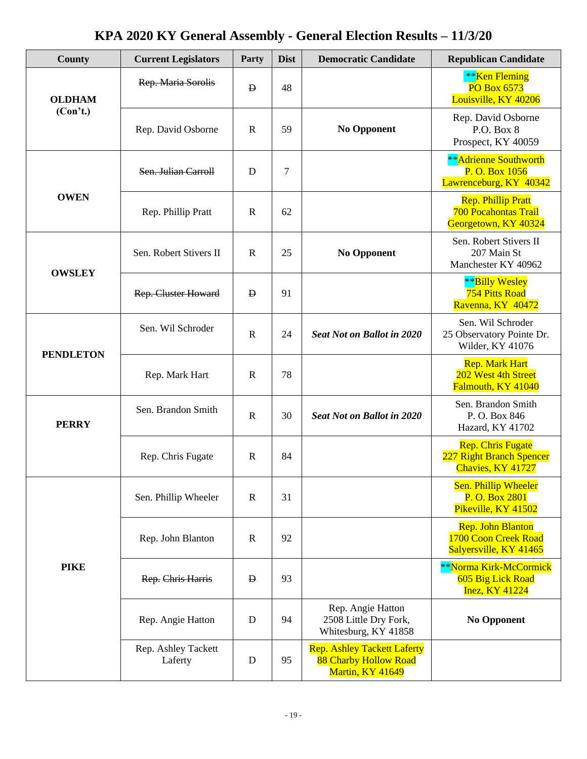# KPA 2020 KY General Assembly - General Election Results – 11/3/20

| County | Current Legislators | Party | Dist | Democratic Candidate | Republican Candidate |
|---|---|---|---|---|---|
| **OLDHAM (Con't.)** | ~~Rep. Maria Sorolis~~ | ~~D~~ | 48 | | **Ken Fleming<br>PO Box 6573<br>Louisville, KY 40206 |
| | Rep. David Osborne | R | 59 | **No Opponent** | Rep. David Osborne<br>P.O. Box 8<br>Prospect, KY 40059 |
| **OWEN** | ~~Sen. Julian Carroll~~ | D | 7 | | **Adrienne Southworth<br>P. O. Box 1056<br>Lawrenceburg, KY 40342 |
| | Rep. Phillip Pratt | R | 62 | | Rep. Phillip Pratt<br>700 Pocahontas Trail<br>Georgetown, KY 40324 |
| **OWSLEY** | Sen. Robert Stivers II | R | 25 | **No Opponent** | Sen. Robert Stivers II<br>207 Main St<br>Manchester KY 40962 |
| | ~~Rep. Cluster Howard~~ | ~~D~~ | 91 | | **Billy Wesley<br>754 Pitts Road<br>Ravenna, KY 40472 |
| **PENDLETON** | Sen. Wil Schroder | R | 24 | ***Seat Not on Ballot in 2020*** | Sen. Wil Schroder<br>25 Observatory Pointe Dr.<br>Wilder, KY 41076 |
| | Rep. Mark Hart | R | 78 | | Rep. Mark Hart<br>202 West 4th Street<br>Falmouth, KY 41040 |
| **PERRY** | Sen. Brandon Smith | R | 30 | ***Seat Not on Ballot in 2020*** | Sen. Brandon Smith<br>P. O. Box 846<br>Hazard, KY 41702 |
| | Rep. Chris Fugate | R | 84 | | Rep. Chris Fugate<br>227 Right Branch Spencer<br>Chavies, KY 41727 |
| **PIKE** | Sen. Phillip Wheeler | R | 31 | | Sen. Phillip Wheeler<br>P. O. Box 2801<br>Pikeville, KY 41502 |
| | Rep. John Blanton | R | 92 | | Rep. John Blanton<br>1700 Coon Creek Road<br>Salyersville, KY 41465 |
| | ~~Rep. Chris Harris~~ | ~~D~~ | 93 | | **Norma Kirk-McCormick<br>605 Big Lick Road<br>Inez, KY 41224 |
| | Rep. Angie Hatton | D | 94 | Rep. Angie Hatton<br>2508 Little Dry Fork,<br>Whitesburg, KY 41858 | **No Opponent** |
| | Rep. Ashley Tackett Laferty | D | 95 | Rep. Ashley Tackett Laferty<br>88 Charby Hollow Road<br>Martin, KY 41649 | |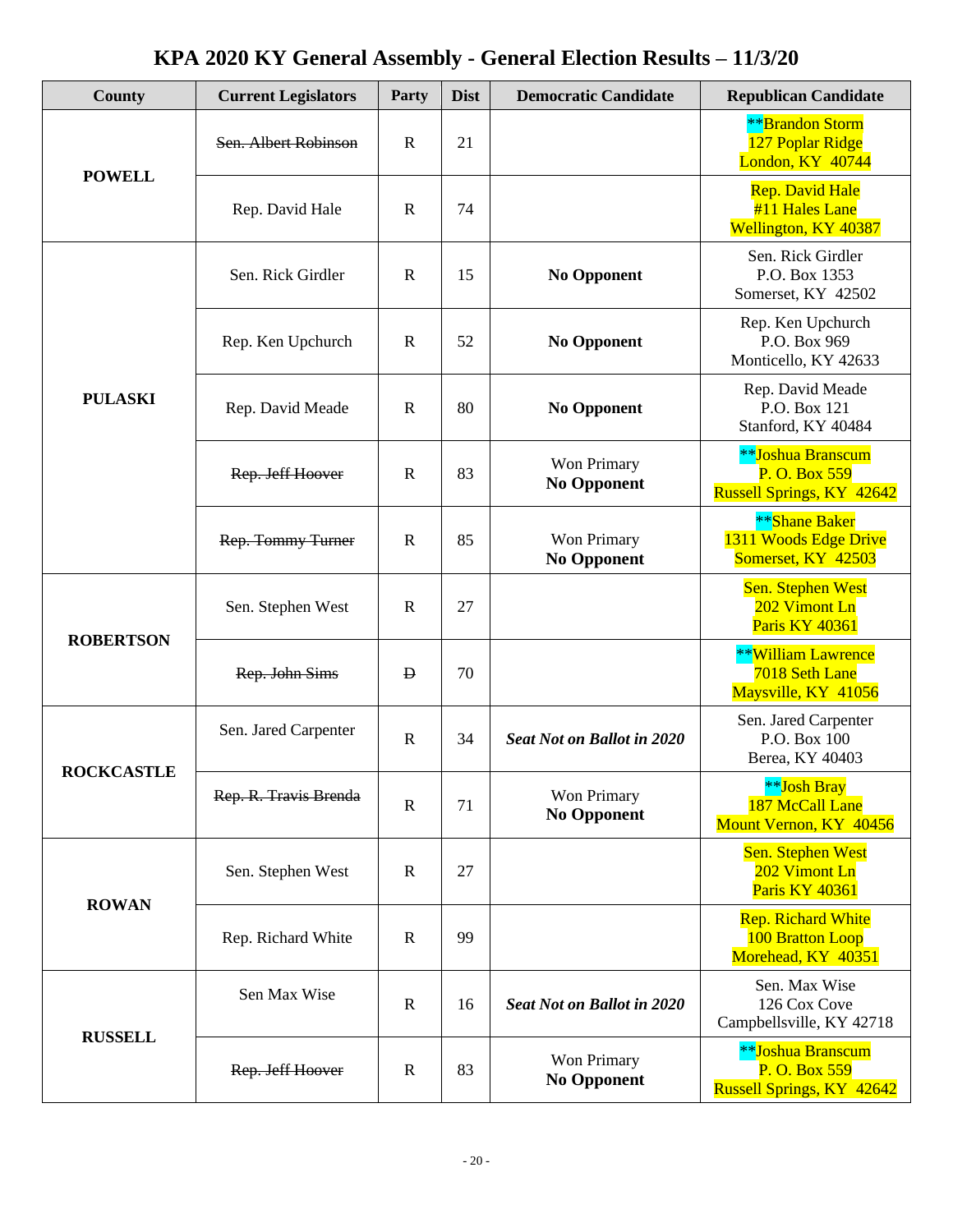# KPA 2020 KY General Assembly - General Election Results – 11/3/20

| County | Current Legislators | Party | Dist | Democratic Candidate | Republican Candidate |
|---|---|---|---|---|---|
| **POWELL** | ~~Sen. Albert Robinson~~ | R | 21 | | **Brandon Storm<br>127 Poplar Ridge<br>London, KY 40744 |
| | Rep. David Hale | R | 74 | | Rep. David Hale<br>#11 Hales Lane<br>Wellington, KY 40387 |
| **PULASKI** | Sen. Rick Girdler | R | 15 | **No Opponent** | Sen. Rick Girdler<br>P.O. Box 1353<br>Somerset, KY 42502 |
| | Rep. Ken Upchurch | R | 52 | **No Opponent** | Rep. Ken Upchurch<br>P.O. Box 969<br>Monticello, KY 42633 |
| | Rep. David Meade | R | 80 | **No Opponent** | Rep. David Meade<br>P.O. Box 121<br>Stanford, KY 40484 |
| | ~~Rep. Jeff Hoover~~ | R | 83 | Won Primary<br>**No Opponent** | **Joshua Branscum<br>P. O. Box 559<br>Russell Springs, KY 42642 |
| | ~~Rep. Tommy Turner~~ | R | 85 | Won Primary<br>**No Opponent** | **Shane Baker<br>1311 Woods Edge Drive<br>Somerset, KY 42503 |
| **ROBERTSON** | Sen. Stephen West | R | 27 | | Sen. Stephen West<br>202 Vimont Ln<br>Paris KY 40361 |
| | ~~Rep. John Sims~~ | ~~D~~ | 70 | | **William Lawrence<br>7018 Seth Lane<br>Maysville, KY 41056 |
| **ROCKCASTLE** | Sen. Jared Carpenter | R | 34 | ***Seat Not on Ballot in 2020*** | Sen. Jared Carpenter<br>P.O. Box 100<br>Berea, KY 40403 |
| | ~~Rep. R. Travis Brenda~~ | R | 71 | Won Primary<br>**No Opponent** | **Josh Bray<br>187 McCall Lane<br>Mount Vernon, KY 40456 |
| **ROWAN** | Sen. Stephen West | R | 27 | | Sen. Stephen West<br>202 Vimont Ln<br>Paris KY 40361 |
| | Rep. Richard White | R | 99 | | Rep. Richard White<br>100 Bratton Loop<br>Morehead, KY 40351 |
| **RUSSELL** | Sen Max Wise | R | 16 | ***Seat Not on Ballot in 2020*** | Sen. Max Wise<br>126 Cox Cove<br>Campbellsville, KY 42718 |
| | ~~Rep. Jeff Hoover~~ | R | 83 | Won Primary<br>**No Opponent** | **Joshua Branscum<br>P. O. Box 559<br>Russell Springs, KY 42642 |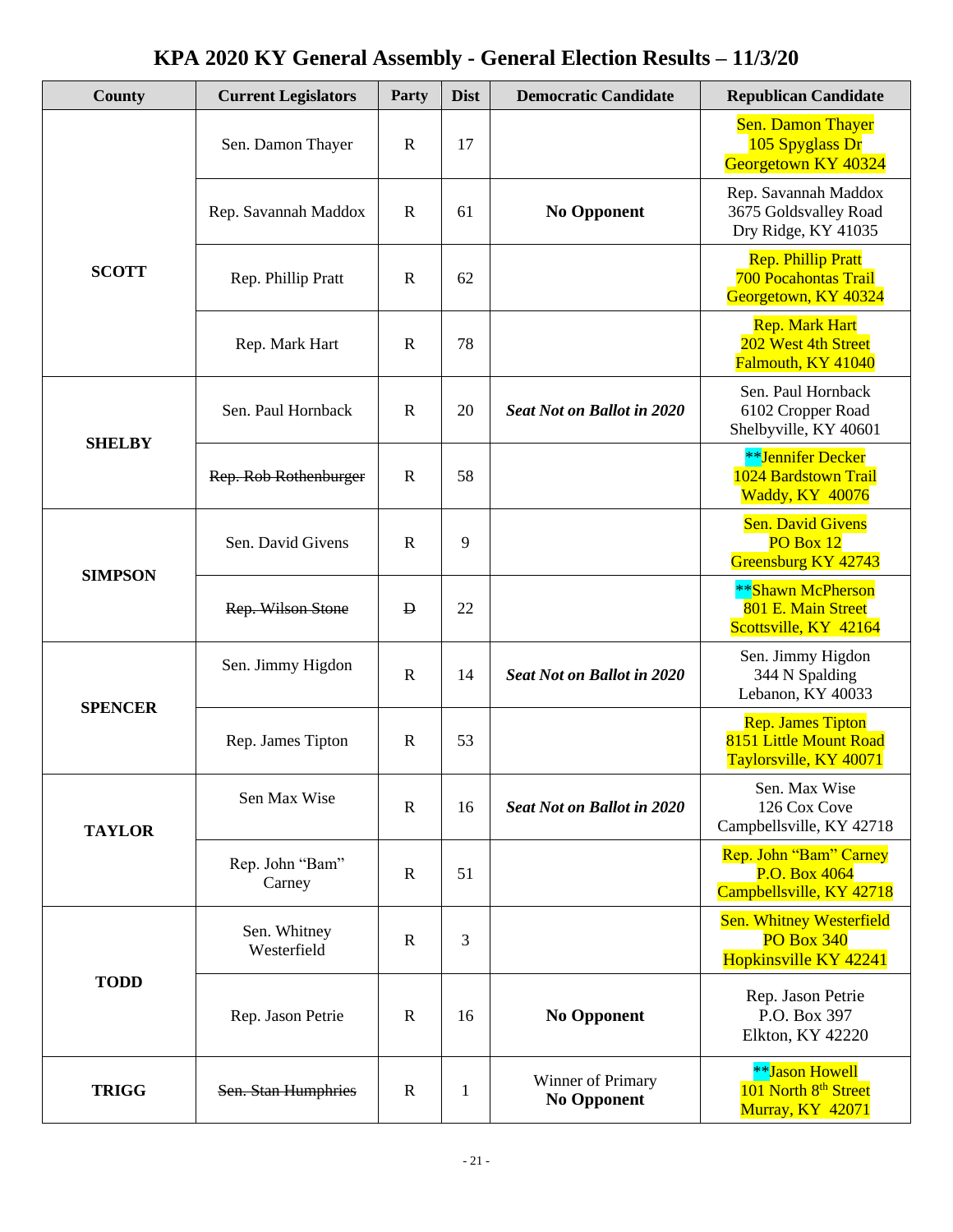# KPA 2020 KY General Assembly - General Election Results – 11/3/20

| County | Current Legislators | Party | Dist | Democratic Candidate | Republican Candidate |
|---|---|---|---|---|---|
| **SCOTT** | Sen. Damon Thayer | R | 17 | | Sen. Damon Thayer<br>105 Spyglass Dr<br>Georgetown KY 40324 |
| | Rep. Savannah Maddox | R | 61 | **No Opponent** | Rep. Savannah Maddox<br>3675 Goldsvalley Road<br>Dry Ridge, KY 41035 |
| | Rep. Phillip Pratt | R | 62 | | Rep. Phillip Pratt<br>700 Pocahontas Trail<br>Georgetown, KY 40324 |
| | Rep. Mark Hart | R | 78 | | Rep. Mark Hart<br>202 West 4th Street<br>Falmouth, KY 41040 |
| **SHELBY** | Sen. Paul Hornback | R | 20 | ***Seat Not on Ballot in 2020*** | Sen. Paul Hornback<br>6102 Cropper Road<br>Shelbyville, KY 40601 |
| | ~~Rep. Rob Rothenburger~~ | R | 58 | | **Jennifer Decker<br>1024 Bardstown Trail<br>Waddy, KY 40076 |
| **SIMPSON** | Sen. David Givens | R | 9 | | Sen. David Givens<br>PO Box 12<br>Greensburg KY 42743 |
| | ~~Rep. Wilson Stone~~ | ~~D~~ | 22 | | **Shawn McPherson<br>801 E. Main Street<br>Scottsville, KY 42164 |
| **SPENCER** | Sen. Jimmy Higdon | R | 14 | ***Seat Not on Ballot in 2020*** | Sen. Jimmy Higdon<br>344 N Spalding<br>Lebanon, KY 40033 |
| | Rep. James Tipton | R | 53 | | Rep. James Tipton<br>8151 Little Mount Road<br>Taylorsville, KY 40071 |
| **TAYLOR** | Sen Max Wise | R | 16 | ***Seat Not on Ballot in 2020*** | Sen. Max Wise<br>126 Cox Cove<br>Campbellsville, KY 42718 |
| | Rep. John "Bam" Carney | R | 51 | | Rep. John "Bam" Carney<br>P.O. Box 4064<br>Campbellsville, KY 42718 |
| **TODD** | Sen. Whitney Westerfield | R | 3 | | Sen. Whitney Westerfield<br>PO Box 340<br>Hopkinsville KY 42241 |
| | Rep. Jason Petrie | R | 16 | **No Opponent** | Rep. Jason Petrie<br>P.O. Box 397<br>Elkton, KY 42220 |
| **TRIGG** | ~~Sen. Stan Humphries~~ | R | 1 | Winner of Primary<br>**No Opponent** | **Jason Howell<br>101 North 8th Street<br>Murray, KY 42071 |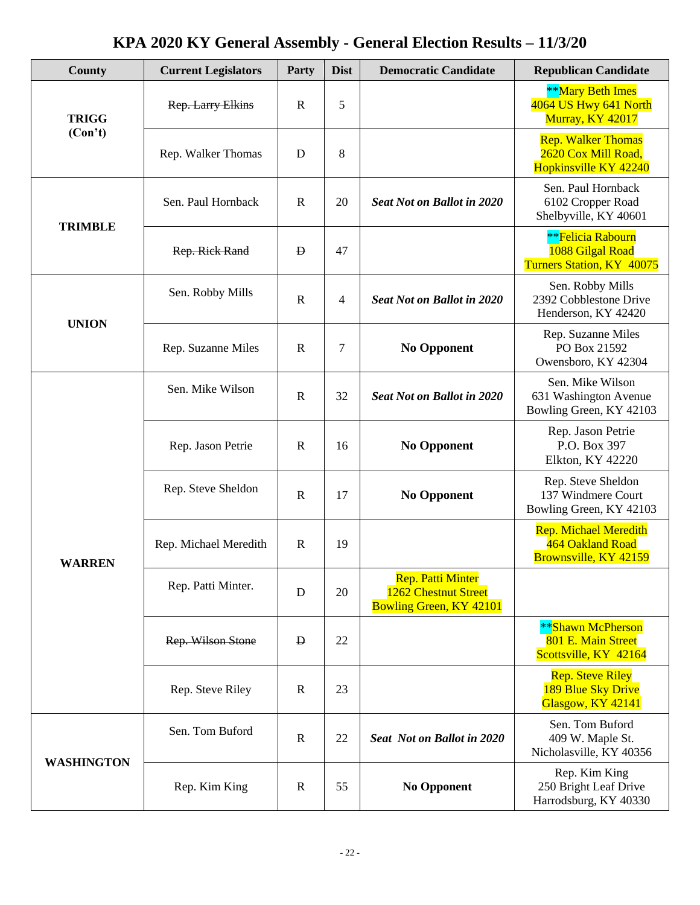# KPA 2020 KY General Assembly - General Election Results – 11/3/20

| County | Current Legislators | Party | Dist | Democratic Candidate | Republican Candidate |
|---|---|---|---|---|---|
| **TRIGG (Con't)** | ~~Rep. Larry Elkins~~ | R | 5 | | **Mary Beth Imes<br>4064 US Hwy 641 North<br>Murray, KY 42017 |
| | Rep. Walker Thomas | D | 8 | | Rep. Walker Thomas<br>2620 Cox Mill Road,<br>Hopkinsville KY 42240 |
| **TRIMBLE** | Sen. Paul Hornback | R | 20 | ***Seat Not on Ballot in 2020*** | Sen. Paul Hornback<br>6102 Cropper Road<br>Shelbyville, KY 40601 |
| | ~~Rep. Rick Rand~~ | ~~D~~ | 47 | | **Felicia Rabourn<br>1088 Gilgal Road<br>Turners Station, KY 40075 |
| **UNION** | Sen. Robby Mills | R | 4 | ***Seat Not on Ballot in 2020*** | Sen. Robby Mills<br>2392 Cobblestone Drive<br>Henderson, KY 42420 |
| | Rep. Suzanne Miles | R | 7 | **No Opponent** | Rep. Suzanne Miles<br>PO Box 21592<br>Owensboro, KY 42304 |
| **WARREN** | Sen. Mike Wilson | R | 32 | ***Seat Not on Ballot in 2020*** | Sen. Mike Wilson<br>631 Washington Avenue<br>Bowling Green, KY 42103 |
| | Rep. Jason Petrie | R | 16 | **No Opponent** | Rep. Jason Petrie<br>P.O. Box 397<br>Elkton, KY 42220 |
| | Rep. Steve Sheldon | R | 17 | **No Opponent** | Rep. Steve Sheldon<br>137 Windmere Court<br>Bowling Green, KY 42103 |
| | Rep. Michael Meredith | R | 19 | | Rep. Michael Meredith<br>464 Oakland Road<br>Brownsville, KY 42159 |
| | Rep. Patti Minter. | D | 20 | Rep. Patti Minter<br>1262 Chestnut Street<br>Bowling Green, KY 42101 | |
| | ~~Rep. Wilson Stone~~ | ~~D~~ | 22 | | **Shawn McPherson<br>801 E. Main Street<br>Scottsville, KY 42164 |
| | Rep. Steve Riley | R | 23 | | Rep. Steve Riley<br>189 Blue Sky Drive<br>Glasgow, KY 42141 |
| **WASHINGTON** | Sen. Tom Buford | R | 22 | ***Seat Not on Ballot in 2020*** | Sen. Tom Buford<br>409 W. Maple St.<br>Nicholasville, KY 40356 |
| | Rep. Kim King | R | 55 | **No Opponent** | Rep. Kim King<br>250 Bright Leaf Drive<br>Harrodsburg, KY 40330 |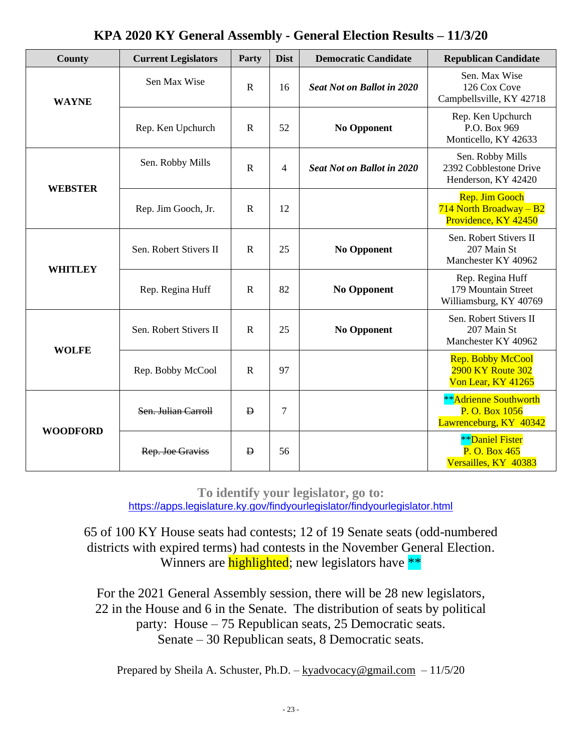# KPA 2020 KY General Assembly - General Election Results – 11/3/20

| County | Current Legislators | Party | Dist | Democratic Candidate | Republican Candidate |
|---|---|---|---|---|---|
| **WAYNE** | Sen Max Wise | R | 16 | ***Seat Not on Ballot in 2020*** | Sen. Max Wise<br>126 Cox Cove<br>Campbellsville, KY 42718 |
| | Rep. Ken Upchurch | R | 52 | **No Opponent** | Rep. Ken Upchurch<br>P.O. Box 969<br>Monticello, KY 42633 |
| **WEBSTER** | Sen. Robby Mills | R | 4 | ***Seat Not on Ballot in 2020*** | Sen. Robby Mills<br>2392 Cobblestone Drive<br>Henderson, KY 42420 |
| | Rep. Jim Gooch, Jr. | R | 12 | | Rep. Jim Gooch<br>714 North Broadway – B2<br>Providence, KY 42450 |
| **WHITLEY** | Sen. Robert Stivers II | R | 25 | **No Opponent** | Sen. Robert Stivers II<br>207 Main St<br>Manchester KY 40962 |
| | Rep. Regina Huff | R | 82 | **No Opponent** | Rep. Regina Huff<br>179 Mountain Street<br>Williamsburg, KY 40769 |
| **WOLFE** | Sen. Robert Stivers II | R | 25 | **No Opponent** | Sen. Robert Stivers II<br>207 Main St<br>Manchester KY 40962 |
| | Rep. Bobby McCool | R | 97 | | Rep. Bobby McCool<br>2900 KY Route 302<br>Von Lear, KY 41265 |
| **WOODFORD** | ~~Sen. Julian Carroll~~ | ~~D~~ | 7 | | **Adrienne Southworth<br>P. O. Box 1056<br>Lawrenceburg, KY 40342 |
| | ~~Rep. Joe Graviss~~ | ~~D~~ | 56 | | **Daniel Fister<br>P. O. Box 465<br>Versailles, KY 40383 |

**To identify your legislator, go to:**
https://apps.legislature.ky.gov/findyourlegislator/findyourlegislator.html

65 of 100 KY House seats had contests; 12 of 19 Senate seats (odd-numbered districts with expired terms) had contests in the November General Election. Winners are highlighted; new legislators have **

For the 2021 General Assembly session, there will be 28 new legislators, 22 in the House and 6 in the Senate. The distribution of seats by political party: House – 75 Republican seats, 25 Democratic seats. Senate – 30 Republican seats, 8 Democratic seats.

Prepared by Sheila A. Schuster, Ph.D. – kyadvocacy@gmail.com – 11/5/20